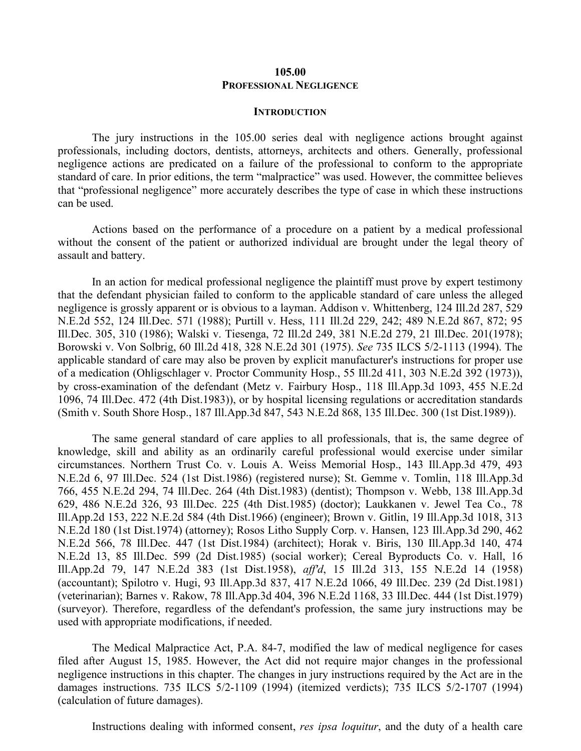# 105.00
## PROFESSIONAL NEGLIGENCE

### INTRODUCTION

The jury instructions in the 105.00 series deal with negligence actions brought against professionals, including doctors, dentists, attorneys, architects and others. Generally, professional negligence actions are predicated on a failure of the professional to conform to the appropriate standard of care. In prior editions, the term "malpractice" was used. However, the committee believes that "professional negligence" more accurately describes the type of case in which these instructions can be used.

Actions based on the performance of a procedure on a patient by a medical professional without the consent of the patient or authorized individual are brought under the legal theory of assault and battery.

In an action for medical professional negligence the plaintiff must prove by expert testimony that the defendant physician failed to conform to the applicable standard of care unless the alleged negligence is grossly apparent or is obvious to a layman. Addison v. Whittenberg, 124 Ill.2d 287, 529 N.E.2d 552, 124 Ill.Dec. 571 (1988); Purtill v. Hess, 111 Ill.2d 229, 242; 489 N.E.2d 867, 872; 95 Ill.Dec. 305, 310 (1986); Walski v. Tiesenga, 72 Ill.2d 249, 381 N.E.2d 279, 21 Ill.Dec. 201(1978); Borowski v. Von Solbrig, 60 Ill.2d 418, 328 N.E.2d 301 (1975). *See* 735 ILCS 5/2-1113 (1994). The applicable standard of care may also be proven by explicit manufacturer's instructions for proper use of a medication (Ohligschlager v. Proctor Community Hosp., 55 Ill.2d 411, 303 N.E.2d 392 (1973)), by cross-examination of the defendant (Metz v. Fairbury Hosp., 118 Ill.App.3d 1093, 455 N.E.2d 1096, 74 Ill.Dec. 472 (4th Dist.1983)), or by hospital licensing regulations or accreditation standards (Smith v. South Shore Hosp., 187 Ill.App.3d 847, 543 N.E.2d 868, 135 Ill.Dec. 300 (1st Dist.1989)).

The same general standard of care applies to all professionals, that is, the same degree of knowledge, skill and ability as an ordinarily careful professional would exercise under similar circumstances. Northern Trust Co. v. Louis A. Weiss Memorial Hosp., 143 Ill.App.3d 479, 493 N.E.2d 6, 97 Ill.Dec. 524 (1st Dist.1986) (registered nurse); St. Gemme v. Tomlin, 118 Ill.App.3d 766, 455 N.E.2d 294, 74 Ill.Dec. 264 (4th Dist.1983) (dentist); Thompson v. Webb, 138 Ill.App.3d 629, 486 N.E.2d 326, 93 Ill.Dec. 225 (4th Dist.1985) (doctor); Laukkanen v. Jewel Tea Co., 78 Ill.App.2d 153, 222 N.E.2d 584 (4th Dist.1966) (engineer); Brown v. Gitlin, 19 Ill.App.3d 1018, 313 N.E.2d 180 (1st Dist.1974) (attorney); Rosos Litho Supply Corp. v. Hansen, 123 Ill.App.3d 290, 462 N.E.2d 566, 78 Ill.Dec. 447 (1st Dist.1984) (architect); Horak v. Biris, 130 Ill.App.3d 140, 474 N.E.2d 13, 85 Ill.Dec. 599 (2d Dist.1985) (social worker); Cereal Byproducts Co. v. Hall, 16 Ill.App.2d 79, 147 N.E.2d 383 (1st Dist.1958), *aff'd*, 15 Ill.2d 313, 155 N.E.2d 14 (1958) (accountant); Spilotro v. Hugi, 93 Ill.App.3d 837, 417 N.E.2d 1066, 49 Ill.Dec. 239 (2d Dist.1981) (veterinarian); Barnes v. Rakow, 78 Ill.App.3d 404, 396 N.E.2d 1168, 33 Ill.Dec. 444 (1st Dist.1979) (surveyor). Therefore, regardless of the defendant's profession, the same jury instructions may be used with appropriate modifications, if needed.

The Medical Malpractice Act, P.A. 84-7, modified the law of medical negligence for cases filed after August 15, 1985. However, the Act did not require major changes in the professional negligence instructions in this chapter. The changes in jury instructions required by the Act are in the damages instructions. 735 ILCS 5/2-1109 (1994) (itemized verdicts); 735 ILCS 5/2-1707 (1994) (calculation of future damages).

Instructions dealing with informed consent, *res ipsa loquitur*, and the duty of a health care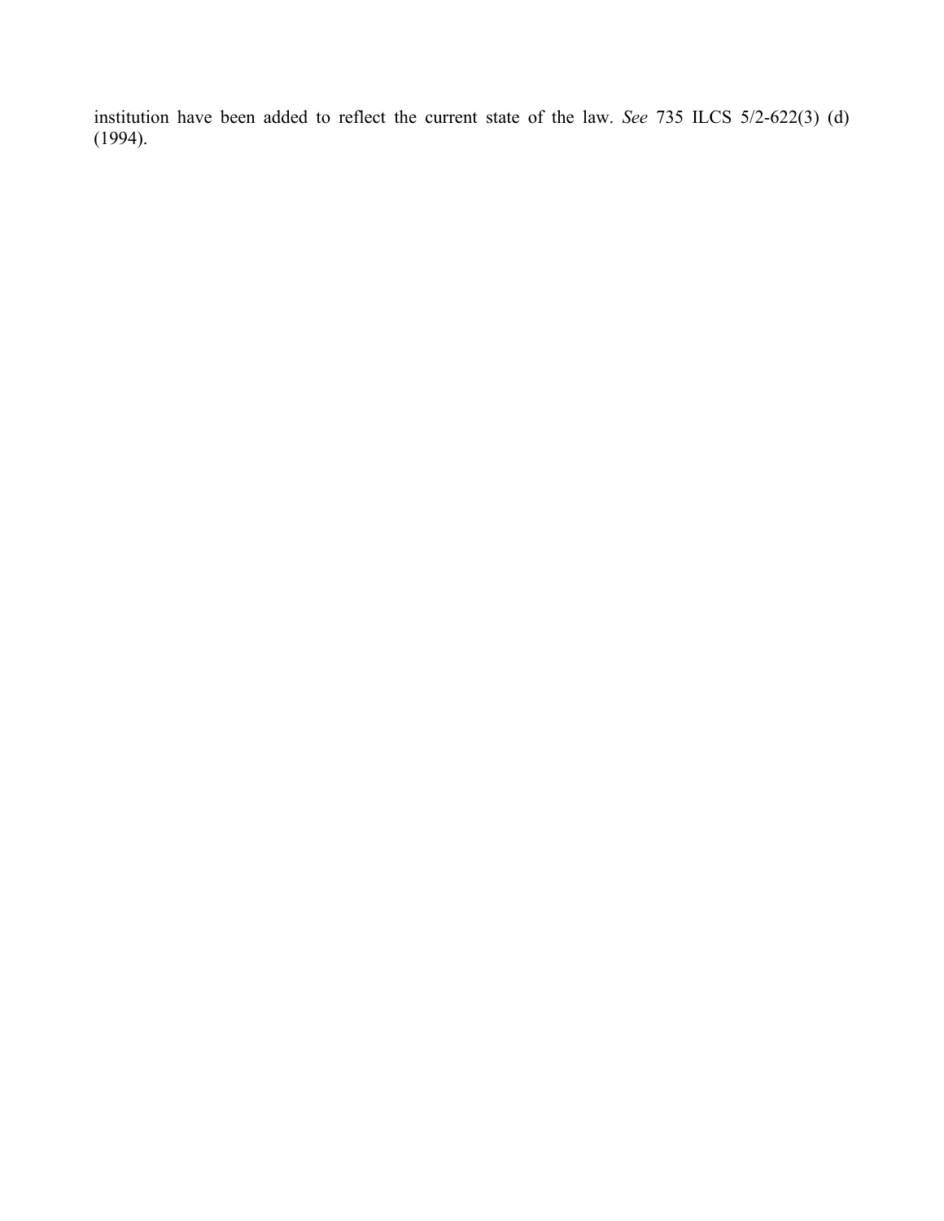institution have been added to reflect the current state of the law. *See* 735 ILCS 5/2-622(3) (d) (1994).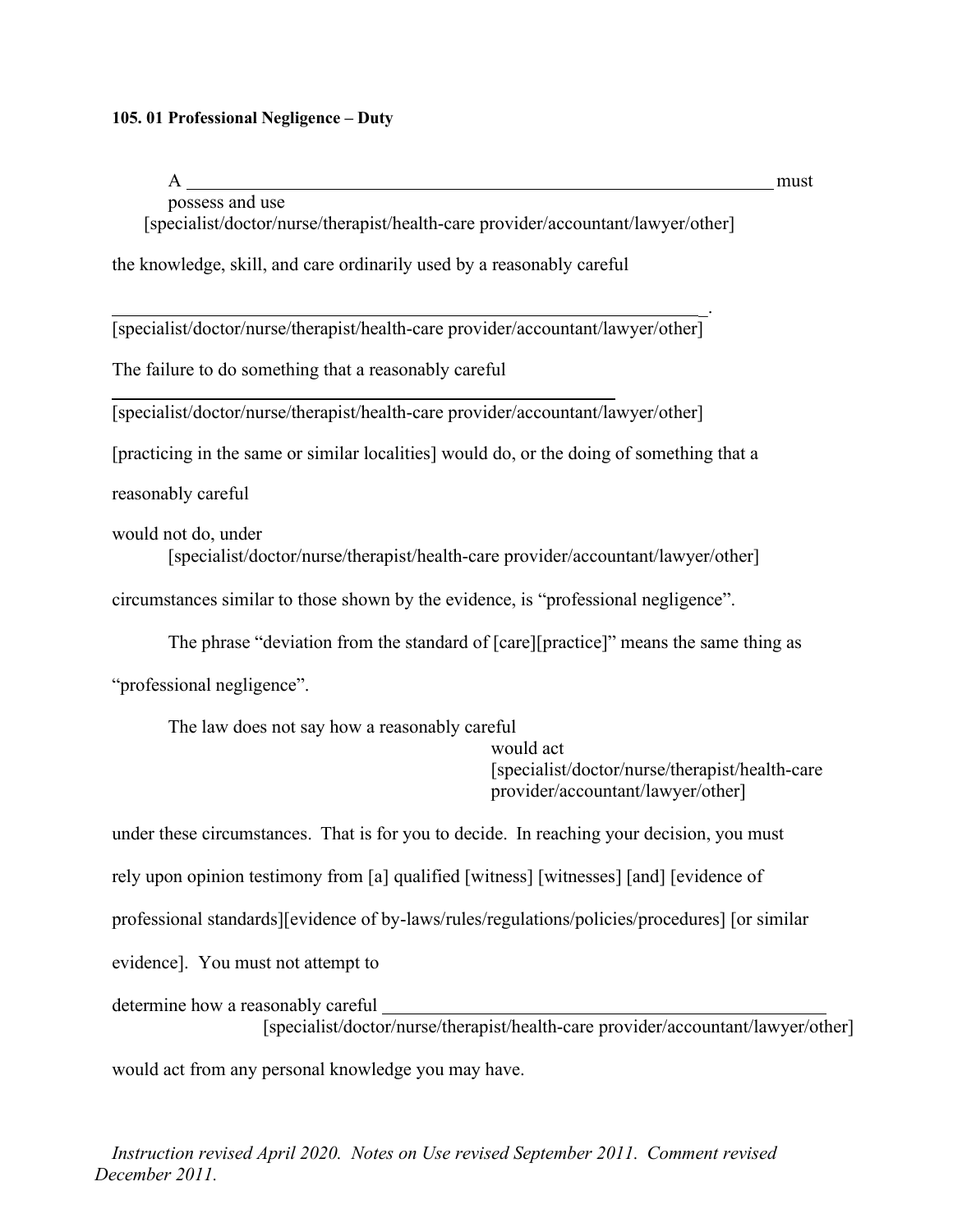**105. 01 Professional Negligence – Duty**

A \_\_\_\_\_\_\_\_\_\_\_\_\_\_\_\_\_\_\_\_\_\_\_\_\_\_\_\_\_\_\_\_\_\_\_\_\_\_\_\_\_\_\_\_\_\_\_\_ must possess and use
[specialist/doctor/nurse/therapist/health-care provider/accountant/lawyer/other]

the knowledge, skill, and care ordinarily used by a reasonably careful

\_\_\_\_\_\_\_\_\_\_\_\_\_\_\_\_\_\_\_\_\_\_\_\_\_\_\_\_\_\_\_\_\_\_\_\_\_\_\_\_\_\_\_\_\_\_\_\_.
[specialist/doctor/nurse/therapist/health-care provider/accountant/lawyer/other]

The failure to do something that a reasonably careful

\_\_\_\_\_\_\_\_\_\_\_\_\_\_\_\_\_\_\_\_\_\_\_\_\_\_\_\_\_\_\_\_\_\_\_\_\_\_\_\_
[specialist/doctor/nurse/therapist/health-care provider/accountant/lawyer/other]

[practicing in the same or similar localities] would do, or the doing of something that a

reasonably careful

would not do, under
[specialist/doctor/nurse/therapist/health-care provider/accountant/lawyer/other]

circumstances similar to those shown by the evidence, is "professional negligence".

The phrase "deviation from the standard of [care][practice]" means the same thing as "professional negligence".

The law does not say how a reasonably careful
would act
[specialist/doctor/nurse/therapist/health-care provider/accountant/lawyer/other]

under these circumstances. That is for you to decide. In reaching your decision, you must rely upon opinion testimony from [a] qualified [witness] [witnesses] [and] [evidence of professional standards][evidence of by-laws/rules/regulations/policies/procedures] [or similar evidence]. You must not attempt to

determine how a reasonably careful \_\_\_\_\_\_\_\_\_\_\_\_\_\_\_\_\_\_\_\_\_\_\_\_\_\_\_\_\_\_\_\_\_\_\_\_\_\_\_\_
[specialist/doctor/nurse/therapist/health-care provider/accountant/lawyer/other]

would act from any personal knowledge you may have.

*Instruction revised April 2020. Notes on Use revised September 2011. Comment revised December 2011.*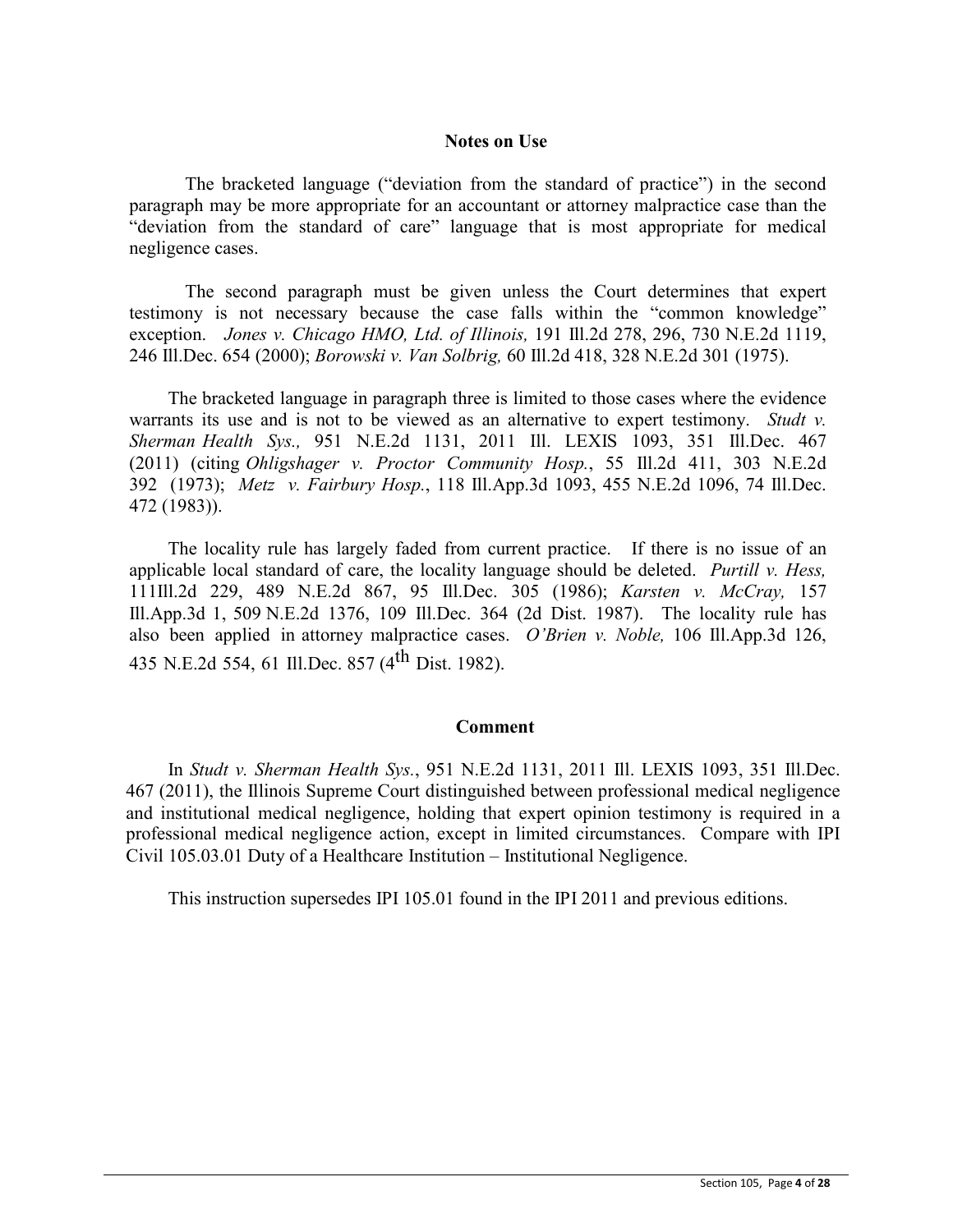## Notes on Use

The bracketed language ("deviation from the standard of practice") in the second paragraph may be more appropriate for an accountant or attorney malpractice case than the "deviation from the standard of care" language that is most appropriate for medical negligence cases.

The second paragraph must be given unless the Court determines that expert testimony is not necessary because the case falls within the "common knowledge" exception. *Jones v. Chicago HMO, Ltd. of Illinois,* 191 Ill.2d 278, 296, 730 N.E.2d 1119, 246 Ill.Dec. 654 (2000); *Borowski v. Van Solbrig,* 60 Ill.2d 418, 328 N.E.2d 301 (1975).

The bracketed language in paragraph three is limited to those cases where the evidence warrants its use and is not to be viewed as an alternative to expert testimony. *Studt v. Sherman Health Sys.,* 951 N.E.2d 1131, 2011 Ill. LEXIS 1093, 351 Ill.Dec. 467 (2011) (citing *Ohligshager v. Proctor Community Hosp.*, 55 Ill.2d 411, 303 N.E.2d 392 (1973); *Metz v. Fairbury Hosp.*, 118 Ill.App.3d 1093, 455 N.E.2d 1096, 74 Ill.Dec. 472 (1983)).

The locality rule has largely faded from current practice. If there is no issue of an applicable local standard of care, the locality language should be deleted. *Purtill v. Hess,* 111Ill.2d 229, 489 N.E.2d 867, 95 Ill.Dec. 305 (1986); *Karsten v. McCray,* 157 Ill.App.3d 1, 509 N.E.2d 1376, 109 Ill.Dec. 364 (2d Dist. 1987). The locality rule has also been applied in attorney malpractice cases. *O'Brien v. Noble,* 106 Ill.App.3d 126, 435 N.E.2d 554, 61 Ill.Dec. 857 (4th Dist. 1982).

## Comment

In *Studt v. Sherman Health Sys.*, 951 N.E.2d 1131, 2011 Ill. LEXIS 1093, 351 Ill.Dec. 467 (2011), the Illinois Supreme Court distinguished between professional medical negligence and institutional medical negligence, holding that expert opinion testimony is required in a professional medical negligence action, except in limited circumstances. Compare with IPI Civil 105.03.01 Duty of a Healthcare Institution – Institutional Negligence.

This instruction supersedes IPI 105.01 found in the IPI 2011 and previous editions.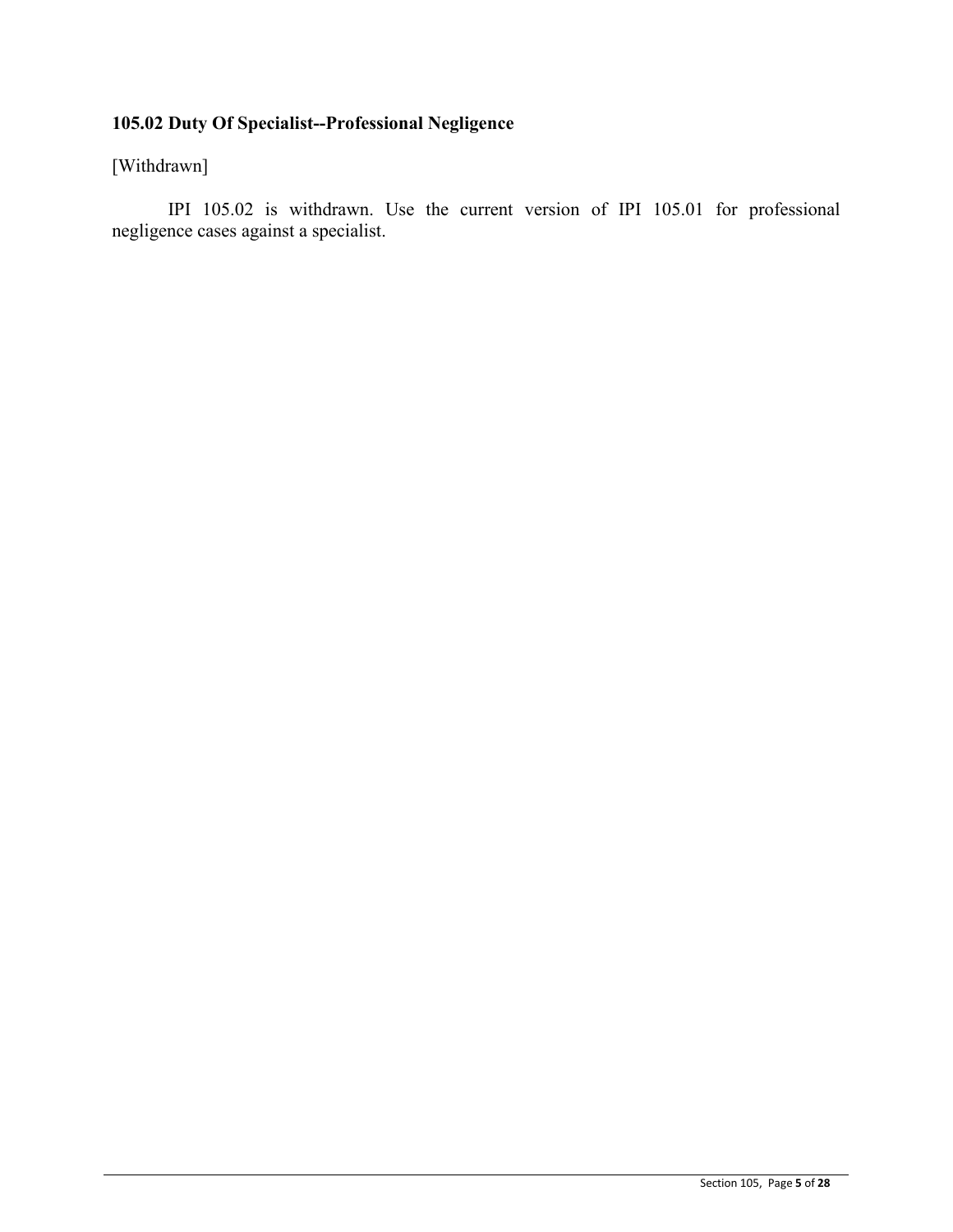**105.02 Duty Of Specialist--Professional Negligence**

[Withdrawn]

IPI 105.02 is withdrawn. Use the current version of IPI 105.01 for professional negligence cases against a specialist.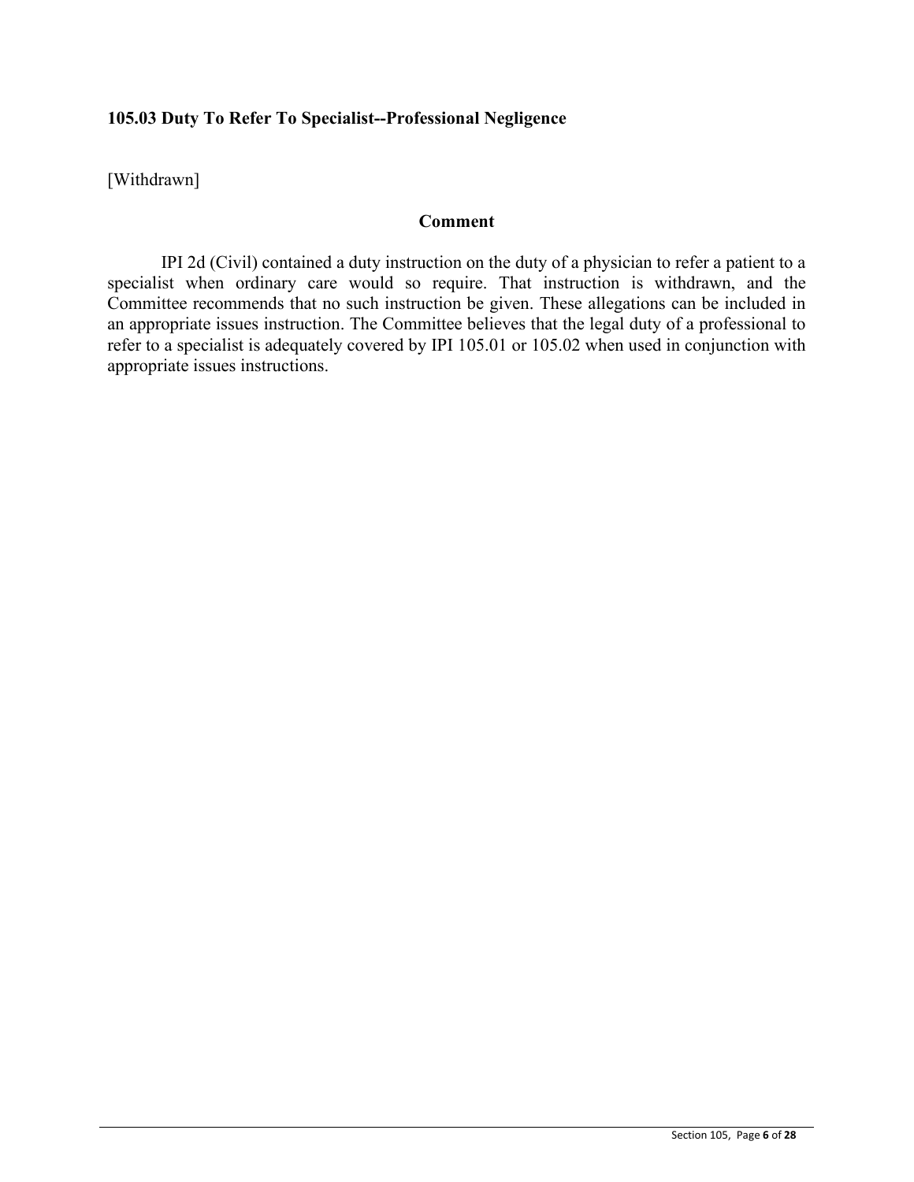### 105.03 Duty To Refer To Specialist--Professional Negligence

[Withdrawn]

#### Comment

IPI 2d (Civil) contained a duty instruction on the duty of a physician to refer a patient to a specialist when ordinary care would so require. That instruction is withdrawn, and the Committee recommends that no such instruction be given. These allegations can be included in an appropriate issues instruction. The Committee believes that the legal duty of a professional to refer to a specialist is adequately covered by IPI 105.01 or 105.02 when used in conjunction with appropriate issues instructions.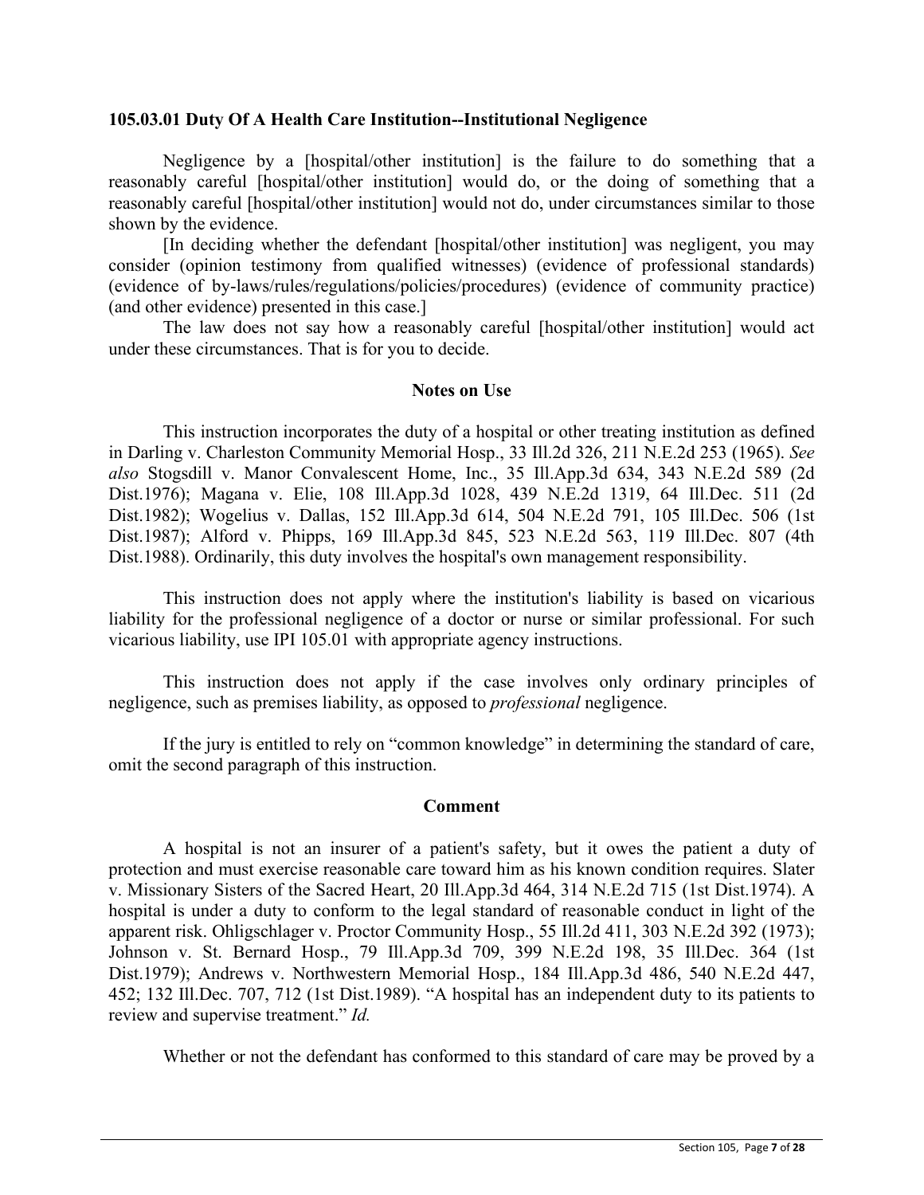### 105.03.01 Duty Of A Health Care Institution--Institutional Negligence

Negligence by a [hospital/other institution] is the failure to do something that a reasonably careful [hospital/other institution] would do, or the doing of something that a reasonably careful [hospital/other institution] would not do, under circumstances similar to those shown by the evidence.

[In deciding whether the defendant [hospital/other institution] was negligent, you may consider (opinion testimony from qualified witnesses) (evidence of professional standards) (evidence of by-laws/rules/regulations/policies/procedures) (evidence of community practice) (and other evidence) presented in this case.]

The law does not say how a reasonably careful [hospital/other institution] would act under these circumstances. That is for you to decide.

#### Notes on Use

This instruction incorporates the duty of a hospital or other treating institution as defined in Darling v. Charleston Community Memorial Hosp., 33 Ill.2d 326, 211 N.E.2d 253 (1965). *See also* Stogsdill v. Manor Convalescent Home, Inc., 35 Ill.App.3d 634, 343 N.E.2d 589 (2d Dist.1976); Magana v. Elie, 108 Ill.App.3d 1028, 439 N.E.2d 1319, 64 Ill.Dec. 511 (2d Dist.1982); Wogelius v. Dallas, 152 Ill.App.3d 614, 504 N.E.2d 791, 105 Ill.Dec. 506 (1st Dist.1987); Alford v. Phipps, 169 Ill.App.3d 845, 523 N.E.2d 563, 119 Ill.Dec. 807 (4th Dist.1988). Ordinarily, this duty involves the hospital's own management responsibility.

This instruction does not apply where the institution's liability is based on vicarious liability for the professional negligence of a doctor or nurse or similar professional. For such vicarious liability, use IPI 105.01 with appropriate agency instructions.

This instruction does not apply if the case involves only ordinary principles of negligence, such as premises liability, as opposed to *professional* negligence.

If the jury is entitled to rely on "common knowledge" in determining the standard of care, omit the second paragraph of this instruction.

#### Comment

A hospital is not an insurer of a patient's safety, but it owes the patient a duty of protection and must exercise reasonable care toward him as his known condition requires. Slater v. Missionary Sisters of the Sacred Heart, 20 Ill.App.3d 464, 314 N.E.2d 715 (1st Dist.1974). A hospital is under a duty to conform to the legal standard of reasonable conduct in light of the apparent risk. Ohligschlager v. Proctor Community Hosp., 55 Ill.2d 411, 303 N.E.2d 392 (1973); Johnson v. St. Bernard Hosp., 79 Ill.App.3d 709, 399 N.E.2d 198, 35 Ill.Dec. 364 (1st Dist.1979); Andrews v. Northwestern Memorial Hosp., 184 Ill.App.3d 486, 540 N.E.2d 447, 452; 132 Ill.Dec. 707, 712 (1st Dist.1989). "A hospital has an independent duty to its patients to review and supervise treatment." *Id.*

Whether or not the defendant has conformed to this standard of care may be proved by a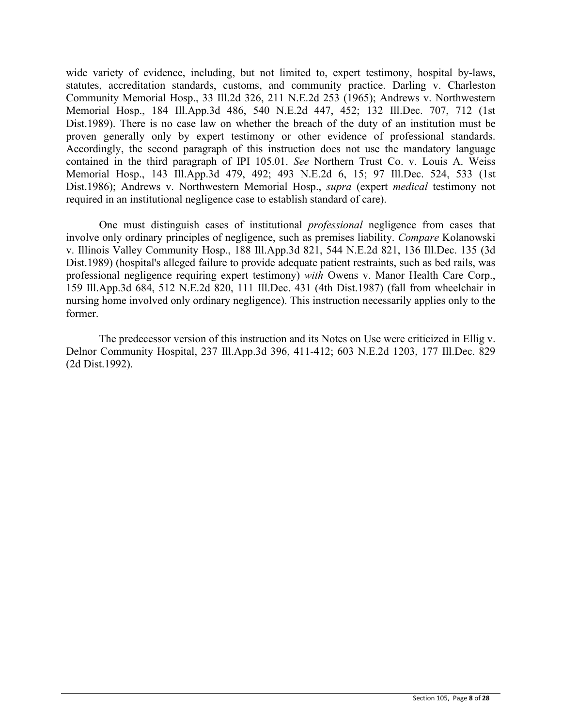wide variety of evidence, including, but not limited to, expert testimony, hospital by-laws, statutes, accreditation standards, customs, and community practice. Darling v. Charleston Community Memorial Hosp., 33 Ill.2d 326, 211 N.E.2d 253 (1965); Andrews v. Northwestern Memorial Hosp., 184 Ill.App.3d 486, 540 N.E.2d 447, 452; 132 Ill.Dec. 707, 712 (1st Dist.1989). There is no case law on whether the breach of the duty of an institution must be proven generally only by expert testimony or other evidence of professional standards. Accordingly, the second paragraph of this instruction does not use the mandatory language contained in the third paragraph of IPI 105.01. *See* Northern Trust Co. v. Louis A. Weiss Memorial Hosp., 143 Ill.App.3d 479, 492; 493 N.E.2d 6, 15; 97 Ill.Dec. 524, 533 (1st Dist.1986); Andrews v. Northwestern Memorial Hosp., *supra* (expert *medical* testimony not required in an institutional negligence case to establish standard of care).

One must distinguish cases of institutional *professional* negligence from cases that involve only ordinary principles of negligence, such as premises liability. *Compare* Kolanowski v. Illinois Valley Community Hosp., 188 Ill.App.3d 821, 544 N.E.2d 821, 136 Ill.Dec. 135 (3d Dist.1989) (hospital's alleged failure to provide adequate patient restraints, such as bed rails, was professional negligence requiring expert testimony) *with* Owens v. Manor Health Care Corp., 159 Ill.App.3d 684, 512 N.E.2d 820, 111 Ill.Dec. 431 (4th Dist.1987) (fall from wheelchair in nursing home involved only ordinary negligence). This instruction necessarily applies only to the former.

The predecessor version of this instruction and its Notes on Use were criticized in Ellig v. Delnor Community Hospital, 237 Ill.App.3d 396, 411-412; 603 N.E.2d 1203, 177 Ill.Dec. 829 (2d Dist.1992).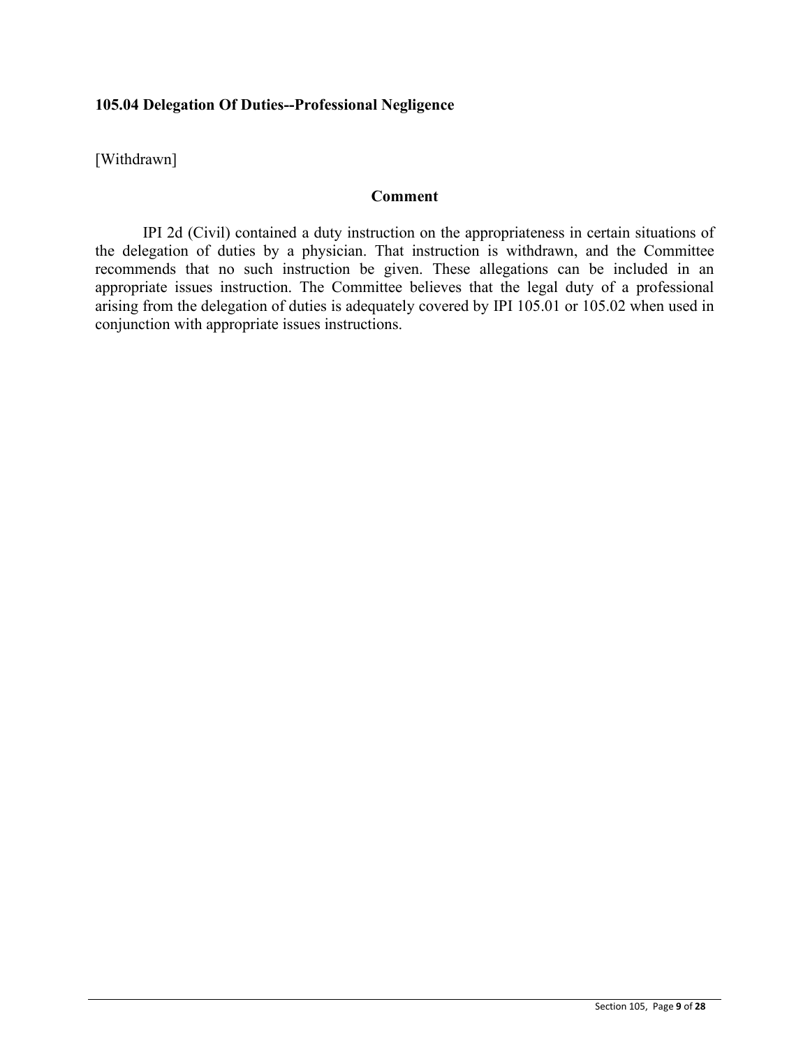### 105.04 Delegation Of Duties--Professional Negligence

[Withdrawn]

**Comment**

IPI 2d (Civil) contained a duty instruction on the appropriateness in certain situations of the delegation of duties by a physician. That instruction is withdrawn, and the Committee recommends that no such instruction be given. These allegations can be included in an appropriate issues instruction. The Committee believes that the legal duty of a professional arising from the delegation of duties is adequately covered by IPI 105.01 or 105.02 when used in conjunction with appropriate issues instructions.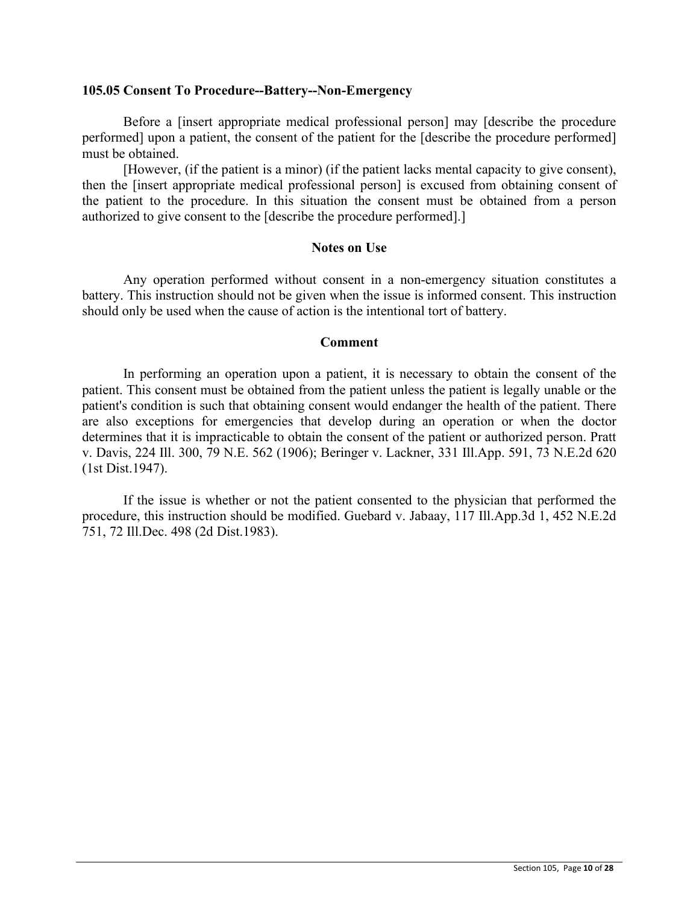### 105.05 Consent To Procedure--Battery--Non-Emergency

Before a [insert appropriate medical professional person] may [describe the procedure performed] upon a patient, the consent of the patient for the [describe the procedure performed] must be obtained.

[However, (if the patient is a minor) (if the patient lacks mental capacity to give consent), then the [insert appropriate medical professional person] is excused from obtaining consent of the patient to the procedure. In this situation the consent must be obtained from a person authorized to give consent to the [describe the procedure performed].]

#### Notes on Use

Any operation performed without consent in a non-emergency situation constitutes a battery. This instruction should not be given when the issue is informed consent. This instruction should only be used when the cause of action is the intentional tort of battery.

#### Comment

In performing an operation upon a patient, it is necessary to obtain the consent of the patient. This consent must be obtained from the patient unless the patient is legally unable or the patient's condition is such that obtaining consent would endanger the health of the patient. There are also exceptions for emergencies that develop during an operation or when the doctor determines that it is impracticable to obtain the consent of the patient or authorized person. Pratt v. Davis, 224 Ill. 300, 79 N.E. 562 (1906); Beringer v. Lackner, 331 Ill.App. 591, 73 N.E.2d 620 (1st Dist.1947).

If the issue is whether or not the patient consented to the physician that performed the procedure, this instruction should be modified. Guebard v. Jabaay, 117 Ill.App.3d 1, 452 N.E.2d 751, 72 Ill.Dec. 498 (2d Dist.1983).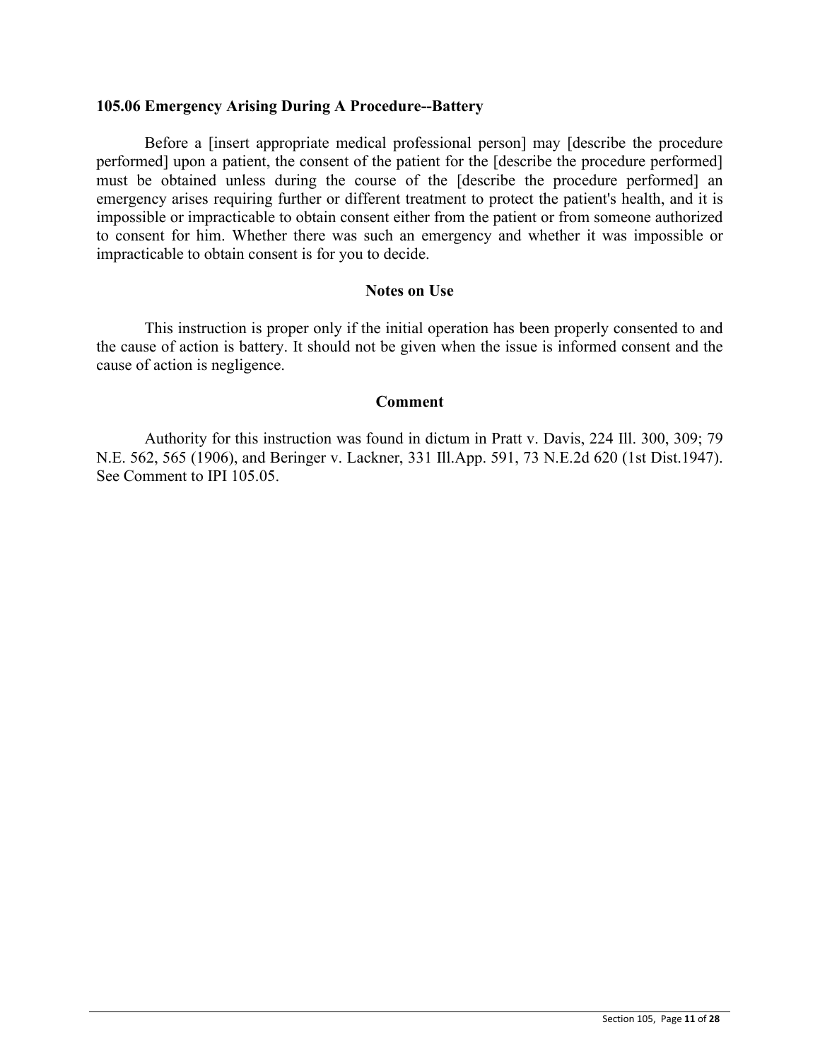**105.06 Emergency Arising During A Procedure--Battery**

Before a [insert appropriate medical professional person] may [describe the procedure performed] upon a patient, the consent of the patient for the [describe the procedure performed] must be obtained unless during the course of the [describe the procedure performed] an emergency arises requiring further or different treatment to protect the patient's health, and it is impossible or impracticable to obtain consent either from the patient or from someone authorized to consent for him. Whether there was such an emergency and whether it was impossible or impracticable to obtain consent is for you to decide.

**Notes on Use**

This instruction is proper only if the initial operation has been properly consented to and the cause of action is battery. It should not be given when the issue is informed consent and the cause of action is negligence.

**Comment**

Authority for this instruction was found in dictum in Pratt v. Davis, 224 Ill. 300, 309; 79 N.E. 562, 565 (1906), and Beringer v. Lackner, 331 Ill.App. 591, 73 N.E.2d 620 (1st Dist.1947). See Comment to IPI 105.05.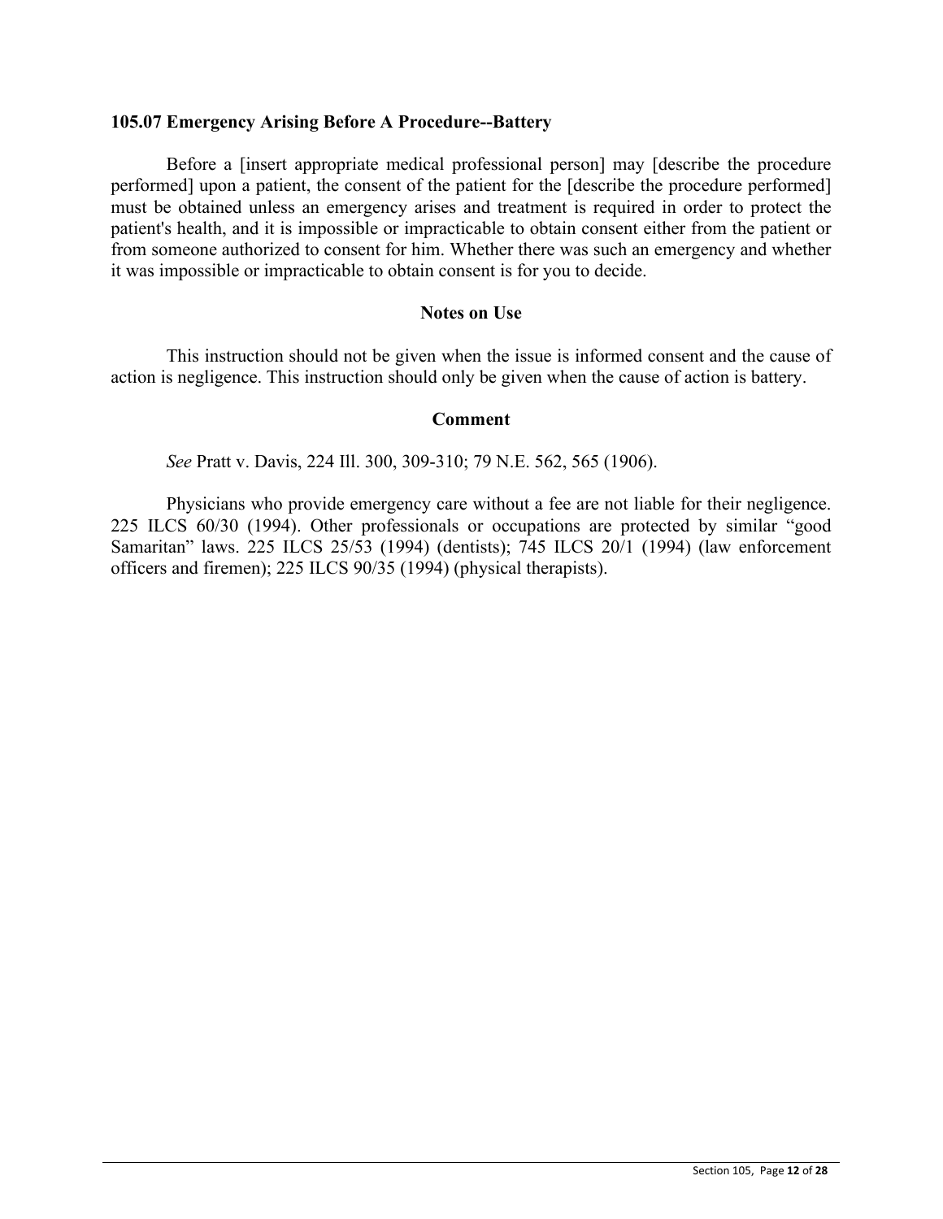### 105.07 Emergency Arising Before A Procedure--Battery

Before a [insert appropriate medical professional person] may [describe the procedure performed] upon a patient, the consent of the patient for the [describe the procedure performed] must be obtained unless an emergency arises and treatment is required in order to protect the patient's health, and it is impossible or impracticable to obtain consent either from the patient or from someone authorized to consent for him. Whether there was such an emergency and whether it was impossible or impracticable to obtain consent is for you to decide.

#### Notes on Use

This instruction should not be given when the issue is informed consent and the cause of action is negligence. This instruction should only be given when the cause of action is battery.

#### Comment

*See* Pratt v. Davis, 224 Ill. 300, 309-310; 79 N.E. 562, 565 (1906).

Physicians who provide emergency care without a fee are not liable for their negligence. 225 ILCS 60/30 (1994). Other professionals or occupations are protected by similar "good Samaritan" laws. 225 ILCS 25/53 (1994) (dentists); 745 ILCS 20/1 (1994) (law enforcement officers and firemen); 225 ILCS 90/35 (1994) (physical therapists).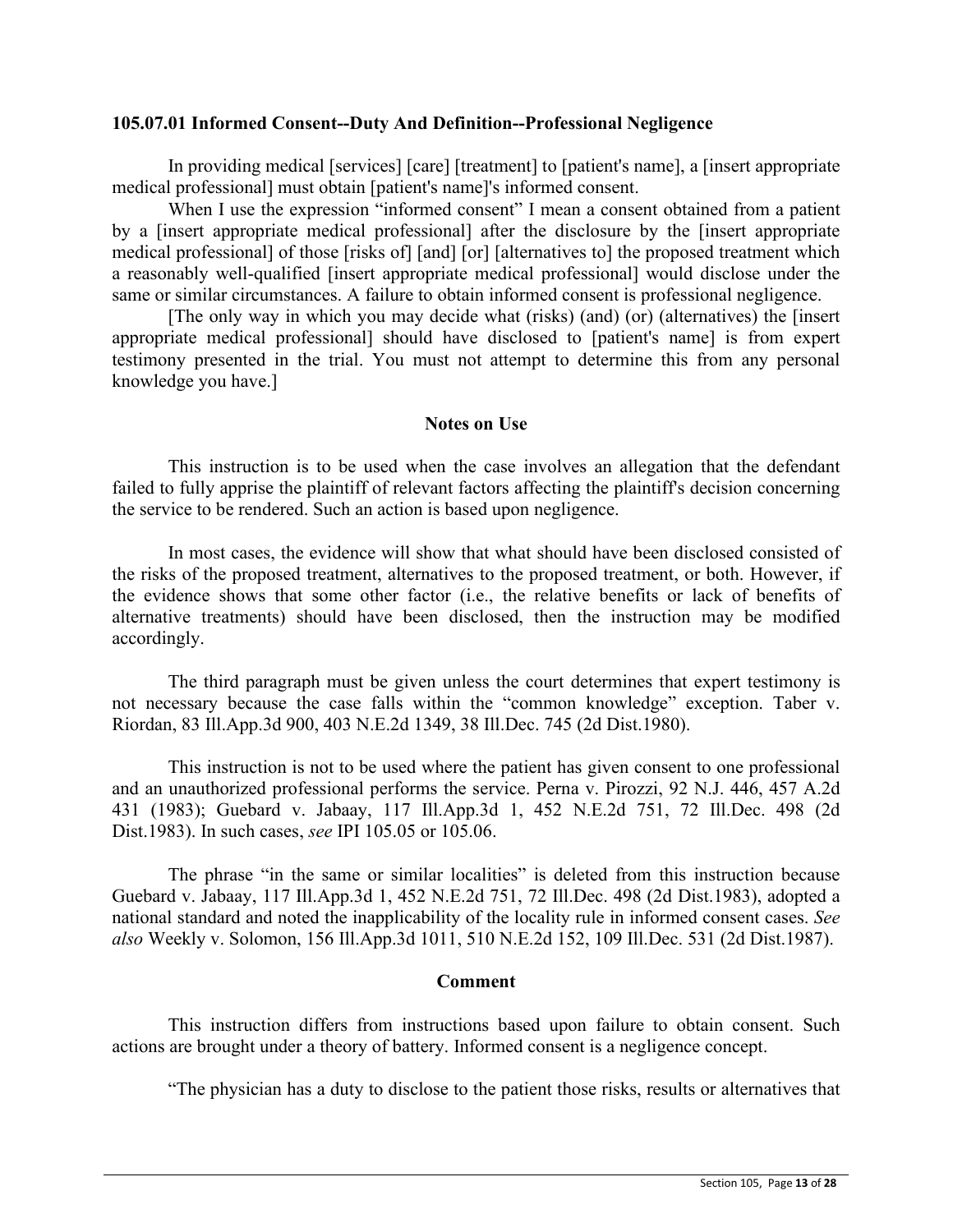### 105.07.01 Informed Consent--Duty And Definition--Professional Negligence

In providing medical [services] [care] [treatment] to [patient's name], a [insert appropriate medical professional] must obtain [patient's name]'s informed consent.

When I use the expression "informed consent" I mean a consent obtained from a patient by a [insert appropriate medical professional] after the disclosure by the [insert appropriate medical professional] of those [risks of] [and] [or] [alternatives to] the proposed treatment which a reasonably well-qualified [insert appropriate medical professional] would disclose under the same or similar circumstances. A failure to obtain informed consent is professional negligence.

[The only way in which you may decide what (risks) (and) (or) (alternatives) the [insert appropriate medical professional] should have disclosed to [patient's name] is from expert testimony presented in the trial. You must not attempt to determine this from any personal knowledge you have.]

#### Notes on Use

This instruction is to be used when the case involves an allegation that the defendant failed to fully apprise the plaintiff of relevant factors affecting the plaintiff's decision concerning the service to be rendered. Such an action is based upon negligence.

In most cases, the evidence will show that what should have been disclosed consisted of the risks of the proposed treatment, alternatives to the proposed treatment, or both. However, if the evidence shows that some other factor (i.e., the relative benefits or lack of benefits of alternative treatments) should have been disclosed, then the instruction may be modified accordingly.

The third paragraph must be given unless the court determines that expert testimony is not necessary because the case falls within the "common knowledge" exception. Taber v. Riordan, 83 Ill.App.3d 900, 403 N.E.2d 1349, 38 Ill.Dec. 745 (2d Dist.1980).

This instruction is not to be used where the patient has given consent to one professional and an unauthorized professional performs the service. Perna v. Pirozzi, 92 N.J. 446, 457 A.2d 431 (1983); Guebard v. Jabaay, 117 Ill.App.3d 1, 452 N.E.2d 751, 72 Ill.Dec. 498 (2d Dist.1983). In such cases, *see* IPI 105.05 or 105.06.

The phrase "in the same or similar localities" is deleted from this instruction because Guebard v. Jabaay, 117 Ill.App.3d 1, 452 N.E.2d 751, 72 Ill.Dec. 498 (2d Dist.1983), adopted a national standard and noted the inapplicability of the locality rule in informed consent cases. *See also* Weekly v. Solomon, 156 Ill.App.3d 1011, 510 N.E.2d 152, 109 Ill.Dec. 531 (2d Dist.1987).

#### Comment

This instruction differs from instructions based upon failure to obtain consent. Such actions are brought under a theory of battery. Informed consent is a negligence concept.

"The physician has a duty to disclose to the patient those risks, results or alternatives that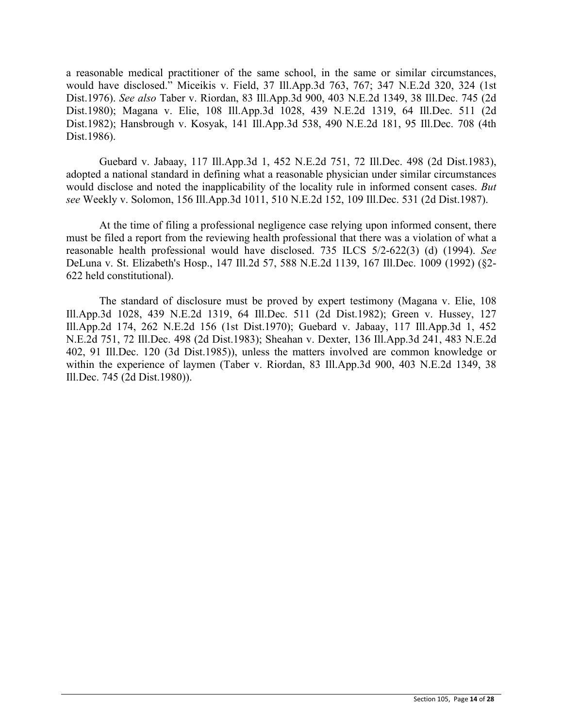a reasonable medical practitioner of the same school, in the same or similar circumstances, would have disclosed." Miceikis v. Field, 37 Ill.App.3d 763, 767; 347 N.E.2d 320, 324 (1st Dist.1976). *See also* Taber v. Riordan, 83 Ill.App.3d 900, 403 N.E.2d 1349, 38 Ill.Dec. 745 (2d Dist.1980); Magana v. Elie, 108 Ill.App.3d 1028, 439 N.E.2d 1319, 64 Ill.Dec. 511 (2d Dist.1982); Hansbrough v. Kosyak, 141 Ill.App.3d 538, 490 N.E.2d 181, 95 Ill.Dec. 708 (4th Dist.1986).

Guebard v. Jabaay, 117 Ill.App.3d 1, 452 N.E.2d 751, 72 Ill.Dec. 498 (2d Dist.1983), adopted a national standard in defining what a reasonable physician under similar circumstances would disclose and noted the inapplicability of the locality rule in informed consent cases. *But see* Weekly v. Solomon, 156 Ill.App.3d 1011, 510 N.E.2d 152, 109 Ill.Dec. 531 (2d Dist.1987).

At the time of filing a professional negligence case relying upon informed consent, there must be filed a report from the reviewing health professional that there was a violation of what a reasonable health professional would have disclosed. 735 ILCS 5/2-622(3) (d) (1994). *See* DeLuna v. St. Elizabeth's Hosp., 147 Ill.2d 57, 588 N.E.2d 1139, 167 Ill.Dec. 1009 (1992) (§2-622 held constitutional).

The standard of disclosure must be proved by expert testimony (Magana v. Elie, 108 Ill.App.3d 1028, 439 N.E.2d 1319, 64 Ill.Dec. 511 (2d Dist.1982); Green v. Hussey, 127 Ill.App.2d 174, 262 N.E.2d 156 (1st Dist.1970); Guebard v. Jabaay, 117 Ill.App.3d 1, 452 N.E.2d 751, 72 Ill.Dec. 498 (2d Dist.1983); Sheahan v. Dexter, 136 Ill.App.3d 241, 483 N.E.2d 402, 91 Ill.Dec. 120 (3d Dist.1985)), unless the matters involved are common knowledge or within the experience of laymen (Taber v. Riordan, 83 Ill.App.3d 900, 403 N.E.2d 1349, 38 Ill.Dec. 745 (2d Dist.1980)).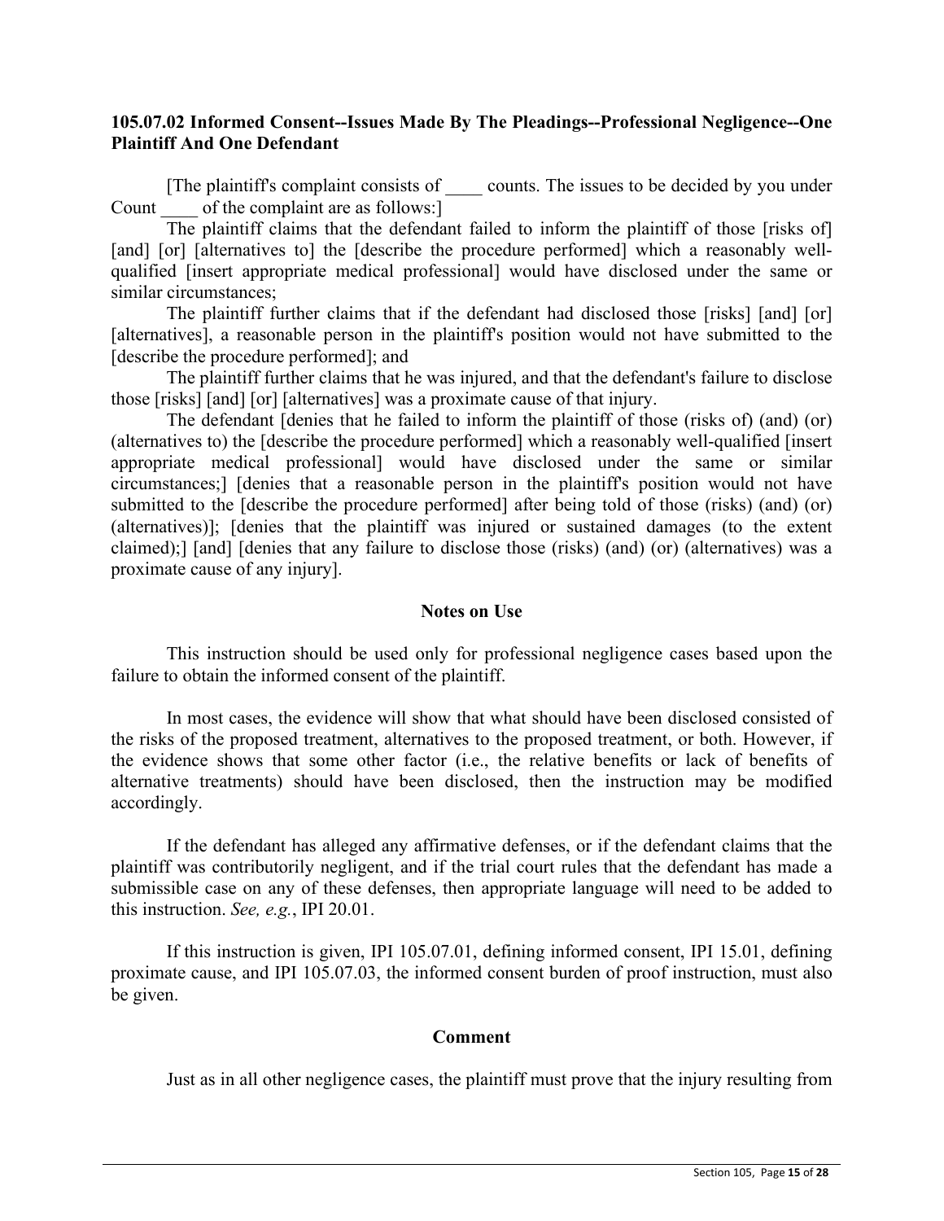### 105.07.02 Informed Consent--Issues Made By The Pleadings--Professional Negligence--One Plaintiff And One Defendant

[The plaintiff's complaint consists of ____ counts. The issues to be decided by you under Count ____ of the complaint are as follows:]

The plaintiff claims that the defendant failed to inform the plaintiff of those [risks of] [and] [or] [alternatives to] the [describe the procedure performed] which a reasonably well-qualified [insert appropriate medical professional] would have disclosed under the same or similar circumstances;

The plaintiff further claims that if the defendant had disclosed those [risks] [and] [or] [alternatives], a reasonable person in the plaintiff's position would not have submitted to the [describe the procedure performed]; and

The plaintiff further claims that he was injured, and that the defendant's failure to disclose those [risks] [and] [or] [alternatives] was a proximate cause of that injury.

The defendant [denies that he failed to inform the plaintiff of those (risks of) (and) (or) (alternatives to) the [describe the procedure performed] which a reasonably well-qualified [insert appropriate medical professional] would have disclosed under the same or similar circumstances;] [denies that a reasonable person in the plaintiff's position would not have submitted to the [describe the procedure performed] after being told of those (risks) (and) (or) (alternatives)]; [denies that the plaintiff was injured or sustained damages (to the extent claimed);] [and] [denies that any failure to disclose those (risks) (and) (or) (alternatives) was a proximate cause of any injury].

**Notes on Use**

This instruction should be used only for professional negligence cases based upon the failure to obtain the informed consent of the plaintiff.

In most cases, the evidence will show that what should have been disclosed consisted of the risks of the proposed treatment, alternatives to the proposed treatment, or both. However, if the evidence shows that some other factor (i.e., the relative benefits or lack of benefits of alternative treatments) should have been disclosed, then the instruction may be modified accordingly.

If the defendant has alleged any affirmative defenses, or if the defendant claims that the plaintiff was contributorily negligent, and if the trial court rules that the defendant has made a submissible case on any of these defenses, then appropriate language will need to be added to this instruction. *See, e.g.*, IPI 20.01.

If this instruction is given, IPI 105.07.01, defining informed consent, IPI 15.01, defining proximate cause, and IPI 105.07.03, the informed consent burden of proof instruction, must also be given.

**Comment**

Just as in all other negligence cases, the plaintiff must prove that the injury resulting from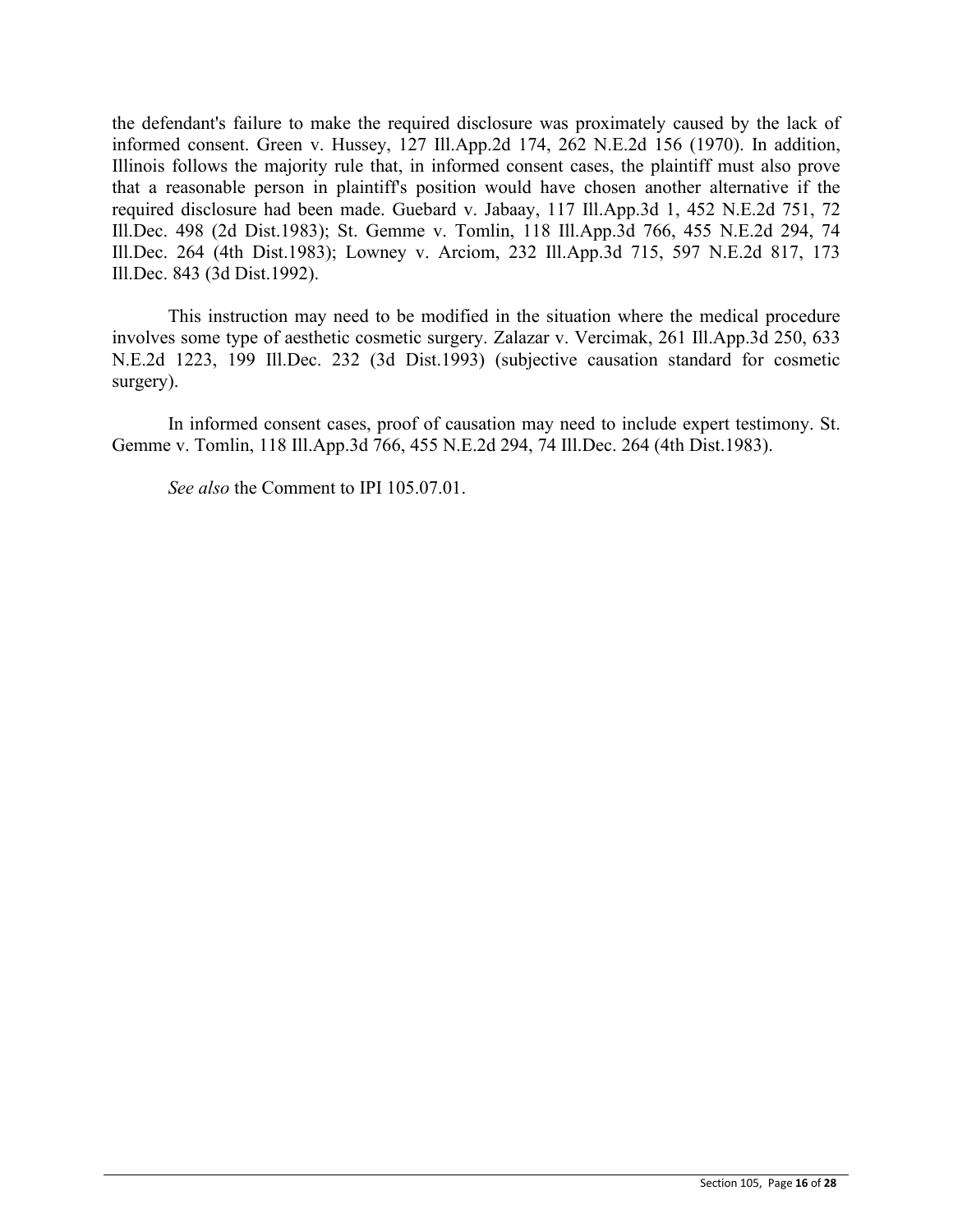the defendant's failure to make the required disclosure was proximately caused by the lack of informed consent. Green v. Hussey, 127 Ill.App.2d 174, 262 N.E.2d 156 (1970). In addition, Illinois follows the majority rule that, in informed consent cases, the plaintiff must also prove that a reasonable person in plaintiff's position would have chosen another alternative if the required disclosure had been made. Guebard v. Jabaay, 117 Ill.App.3d 1, 452 N.E.2d 751, 72 Ill.Dec. 498 (2d Dist.1983); St. Gemme v. Tomlin, 118 Ill.App.3d 766, 455 N.E.2d 294, 74 Ill.Dec. 264 (4th Dist.1983); Lowney v. Arciom, 232 Ill.App.3d 715, 597 N.E.2d 817, 173 Ill.Dec. 843 (3d Dist.1992).

This instruction may need to be modified in the situation where the medical procedure involves some type of aesthetic cosmetic surgery. Zalazar v. Vercimak, 261 Ill.App.3d 250, 633 N.E.2d 1223, 199 Ill.Dec. 232 (3d Dist.1993) (subjective causation standard for cosmetic surgery).

In informed consent cases, proof of causation may need to include expert testimony. St. Gemme v. Tomlin, 118 Ill.App.3d 766, 455 N.E.2d 294, 74 Ill.Dec. 264 (4th Dist.1983).

*See also* the Comment to IPI 105.07.01.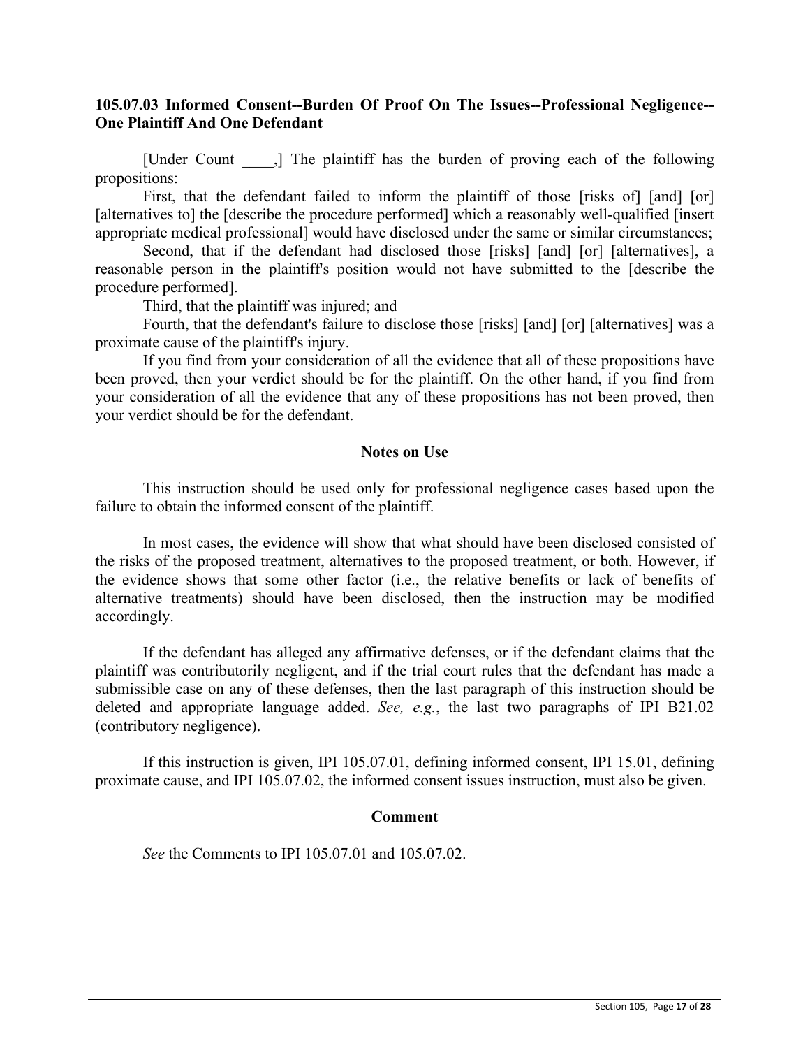**105.07.03 Informed Consent--Burden Of Proof On The Issues--Professional Negligence--One Plaintiff And One Defendant**

[Under Count ____,] The plaintiff has the burden of proving each of the following propositions:

First, that the defendant failed to inform the plaintiff of those [risks of] [and] [or] [alternatives to] the [describe the procedure performed] which a reasonably well-qualified [insert appropriate medical professional] would have disclosed under the same or similar circumstances;

Second, that if the defendant had disclosed those [risks] [and] [or] [alternatives], a reasonable person in the plaintiff's position would not have submitted to the [describe the procedure performed].

Third, that the plaintiff was injured; and

Fourth, that the defendant's failure to disclose those [risks] [and] [or] [alternatives] was a proximate cause of the plaintiff's injury.

If you find from your consideration of all the evidence that all of these propositions have been proved, then your verdict should be for the plaintiff. On the other hand, if you find from your consideration of all the evidence that any of these propositions has not been proved, then your verdict should be for the defendant.

**Notes on Use**

This instruction should be used only for professional negligence cases based upon the failure to obtain the informed consent of the plaintiff.

In most cases, the evidence will show that what should have been disclosed consisted of the risks of the proposed treatment, alternatives to the proposed treatment, or both. However, if the evidence shows that some other factor (i.e., the relative benefits or lack of benefits of alternative treatments) should have been disclosed, then the instruction may be modified accordingly.

If the defendant has alleged any affirmative defenses, or if the defendant claims that the plaintiff was contributorily negligent, and if the trial court rules that the defendant has made a submissible case on any of these defenses, then the last paragraph of this instruction should be deleted and appropriate language added. *See, e.g.*, the last two paragraphs of IPI B21.02 (contributory negligence).

If this instruction is given, IPI 105.07.01, defining informed consent, IPI 15.01, defining proximate cause, and IPI 105.07.02, the informed consent issues instruction, must also be given.

**Comment**

*See* the Comments to IPI 105.07.01 and 105.07.02.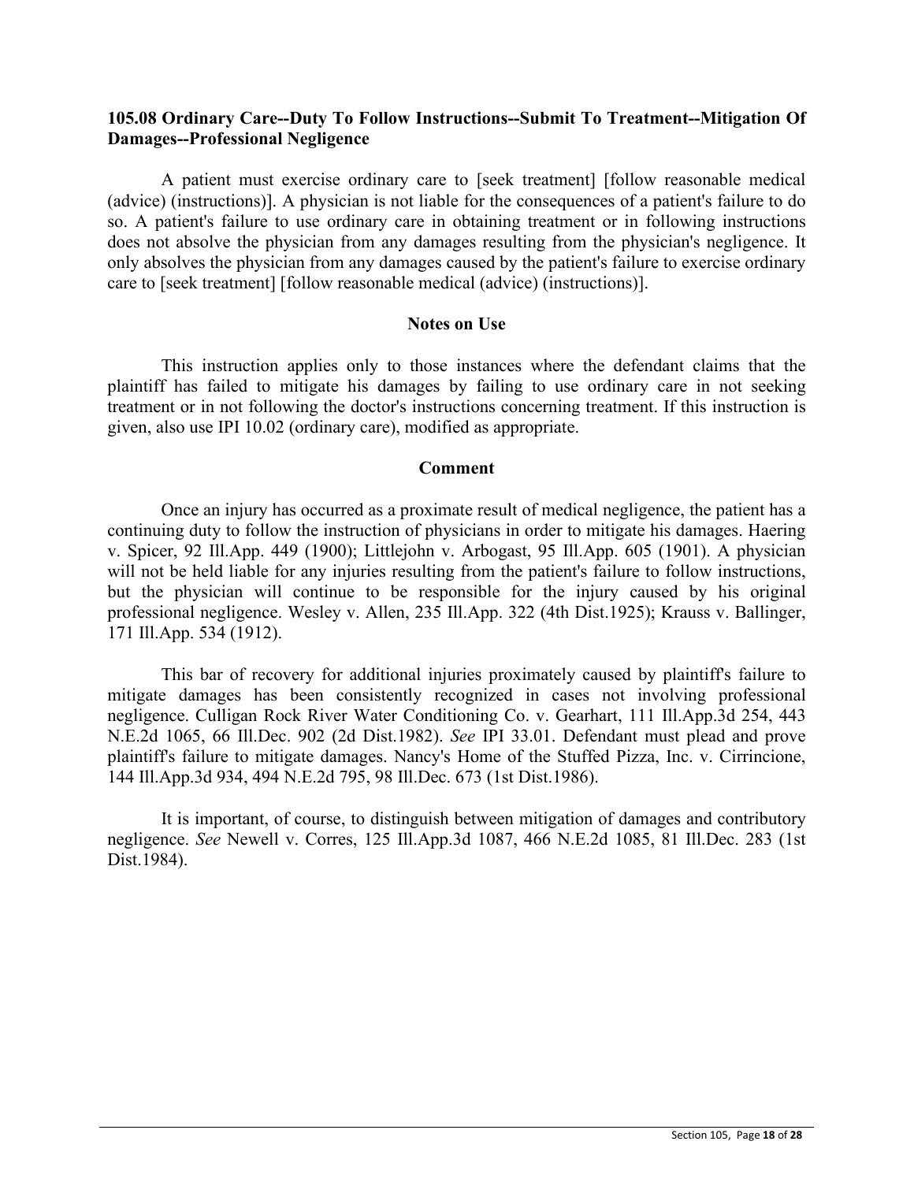**105.08 Ordinary Care--Duty To Follow Instructions--Submit To Treatment--Mitigation Of Damages--Professional Negligence**

A patient must exercise ordinary care to [seek treatment] [follow reasonable medical (advice) (instructions)]. A physician is not liable for the consequences of a patient's failure to do so. A patient's failure to use ordinary care in obtaining treatment or in following instructions does not absolve the physician from any damages resulting from the physician's negligence. It only absolves the physician from any damages caused by the patient's failure to exercise ordinary care to [seek treatment] [follow reasonable medical (advice) (instructions)].

**Notes on Use**

This instruction applies only to those instances where the defendant claims that the plaintiff has failed to mitigate his damages by failing to use ordinary care in not seeking treatment or in not following the doctor's instructions concerning treatment. If this instruction is given, also use IPI 10.02 (ordinary care), modified as appropriate.

**Comment**

Once an injury has occurred as a proximate result of medical negligence, the patient has a continuing duty to follow the instruction of physicians in order to mitigate his damages. Haering v. Spicer, 92 Ill.App. 449 (1900); Littlejohn v. Arbogast, 95 Ill.App. 605 (1901). A physician will not be held liable for any injuries resulting from the patient's failure to follow instructions, but the physician will continue to be responsible for the injury caused by his original professional negligence. Wesley v. Allen, 235 Ill.App. 322 (4th Dist.1925); Krauss v. Ballinger, 171 Ill.App. 534 (1912).

This bar of recovery for additional injuries proximately caused by plaintiff's failure to mitigate damages has been consistently recognized in cases not involving professional negligence. Culligan Rock River Water Conditioning Co. v. Gearhart, 111 Ill.App.3d 254, 443 N.E.2d 1065, 66 Ill.Dec. 902 (2d Dist.1982). *See* IPI 33.01. Defendant must plead and prove plaintiff's failure to mitigate damages. Nancy's Home of the Stuffed Pizza, Inc. v. Cirrincione, 144 Ill.App.3d 934, 494 N.E.2d 795, 98 Ill.Dec. 673 (1st Dist.1986).

It is important, of course, to distinguish between mitigation of damages and contributory negligence. *See* Newell v. Corres, 125 Ill.App.3d 1087, 466 N.E.2d 1085, 81 Ill.Dec. 283 (1st Dist.1984).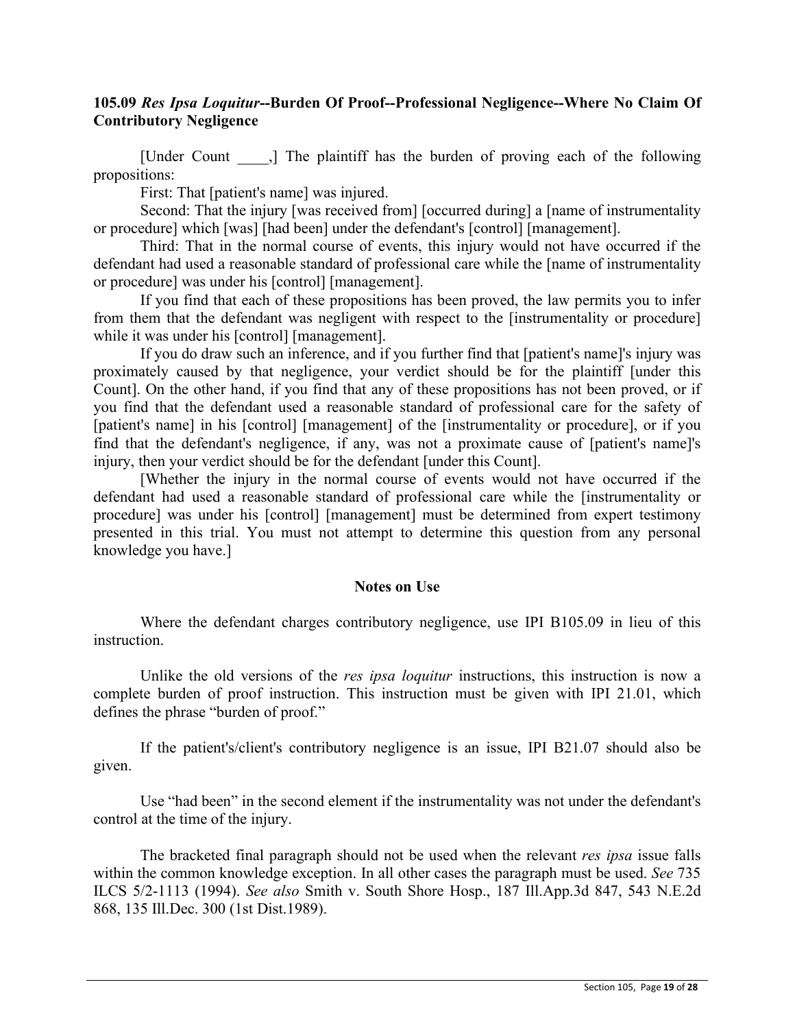### 105.09 *Res Ipsa Loquitur*--Burden Of Proof--Professional Negligence--Where No Claim Of Contributory Negligence

[Under Count ____,] The plaintiff has the burden of proving each of the following propositions:

First: That [patient's name] was injured.

Second: That the injury [was received from] [occurred during] a [name of instrumentality or procedure] which [was] [had been] under the defendant's [control] [management].

Third: That in the normal course of events, this injury would not have occurred if the defendant had used a reasonable standard of professional care while the [name of instrumentality or procedure] was under his [control] [management].

If you find that each of these propositions has been proved, the law permits you to infer from them that the defendant was negligent with respect to the [instrumentality or procedure] while it was under his [control] [management].

If you do draw such an inference, and if you further find that [patient's name]'s injury was proximately caused by that negligence, your verdict should be for the plaintiff [under this Count]. On the other hand, if you find that any of these propositions has not been proved, or if you find that the defendant used a reasonable standard of professional care for the safety of [patient's name] in his [control] [management] of the [instrumentality or procedure], or if you find that the defendant's negligence, if any, was not a proximate cause of [patient's name]'s injury, then your verdict should be for the defendant [under this Count].

[Whether the injury in the normal course of events would not have occurred if the defendant had used a reasonable standard of professional care while the [instrumentality or procedure] was under his [control] [management] must be determined from expert testimony presented in this trial. You must not attempt to determine this question from any personal knowledge you have.]

#### Notes on Use

Where the defendant charges contributory negligence, use IPI B105.09 in lieu of this instruction.

Unlike the old versions of the *res ipsa loquitur* instructions, this instruction is now a complete burden of proof instruction. This instruction must be given with IPI 21.01, which defines the phrase "burden of proof."

If the patient's/client's contributory negligence is an issue, IPI B21.07 should also be given.

Use "had been" in the second element if the instrumentality was not under the defendant's control at the time of the injury.

The bracketed final paragraph should not be used when the relevant *res ipsa* issue falls within the common knowledge exception. In all other cases the paragraph must be used. *See* 735 ILCS 5/2-1113 (1994). *See also* Smith v. South Shore Hosp., 187 Ill.App.3d 847, 543 N.E.2d 868, 135 Ill.Dec. 300 (1st Dist.1989).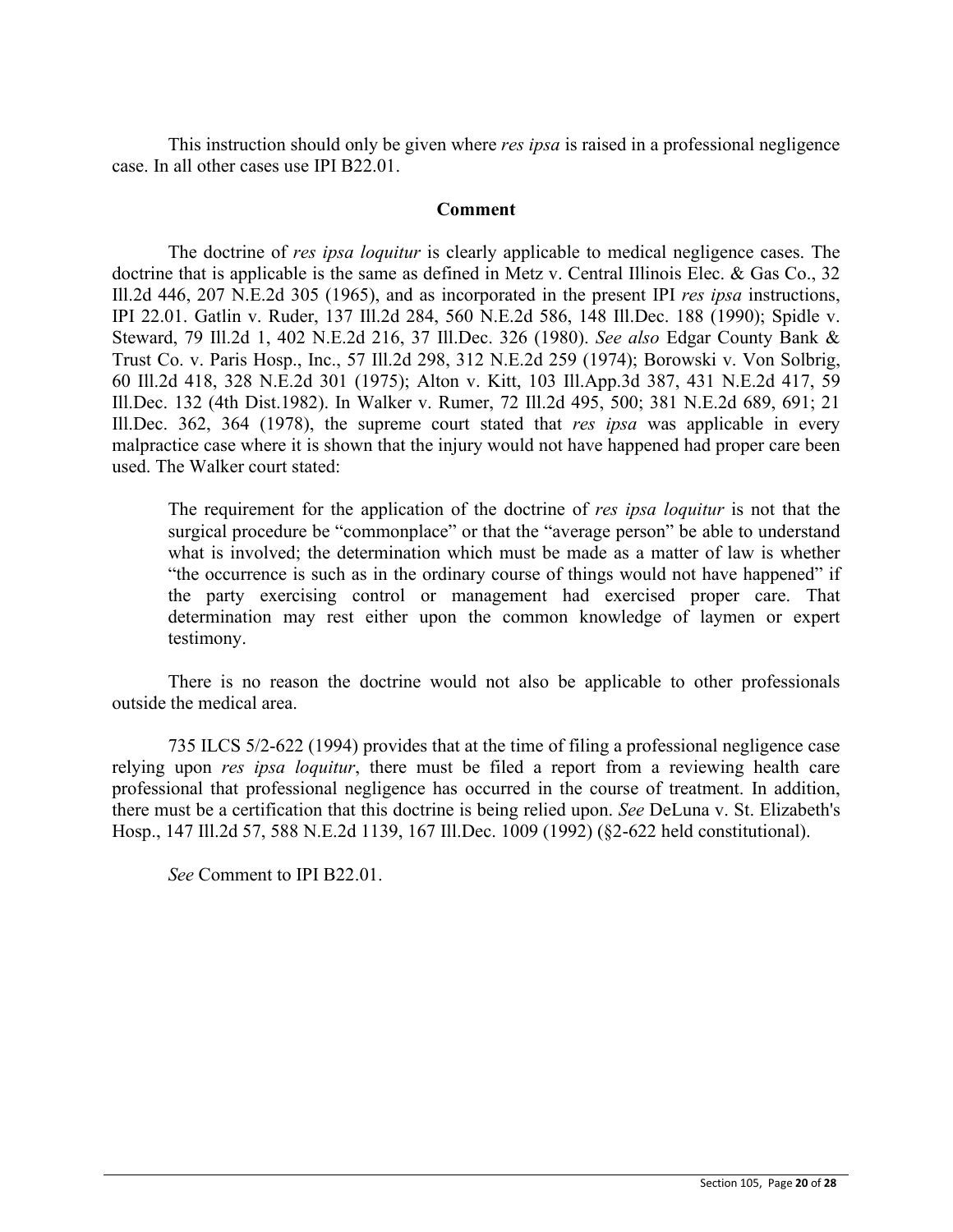This instruction should only be given where *res ipsa* is raised in a professional negligence case. In all other cases use IPI B22.01.

## Comment

The doctrine of *res ipsa loquitur* is clearly applicable to medical negligence cases. The doctrine that is applicable is the same as defined in Metz v. Central Illinois Elec. & Gas Co., 32 Ill.2d 446, 207 N.E.2d 305 (1965), and as incorporated in the present IPI *res ipsa* instructions, IPI 22.01. Gatlin v. Ruder, 137 Ill.2d 284, 560 N.E.2d 586, 148 Ill.Dec. 188 (1990); Spidle v. Steward, 79 Ill.2d 1, 402 N.E.2d 216, 37 Ill.Dec. 326 (1980). *See also* Edgar County Bank & Trust Co. v. Paris Hosp., Inc., 57 Ill.2d 298, 312 N.E.2d 259 (1974); Borowski v. Von Solbrig, 60 Ill.2d 418, 328 N.E.2d 301 (1975); Alton v. Kitt, 103 Ill.App.3d 387, 431 N.E.2d 417, 59 Ill.Dec. 132 (4th Dist.1982). In Walker v. Rumer, 72 Ill.2d 495, 500; 381 N.E.2d 689, 691; 21 Ill.Dec. 362, 364 (1978), the supreme court stated that *res ipsa* was applicable in every malpractice case where it is shown that the injury would not have happened had proper care been used. The Walker court stated:

> The requirement for the application of the doctrine of *res ipsa loquitur* is not that the surgical procedure be "commonplace" or that the "average person" be able to understand what is involved; the determination which must be made as a matter of law is whether "the occurrence is such as in the ordinary course of things would not have happened" if the party exercising control or management had exercised proper care. That determination may rest either upon the common knowledge of laymen or expert testimony.

There is no reason the doctrine would not also be applicable to other professionals outside the medical area.

735 ILCS 5/2-622 (1994) provides that at the time of filing a professional negligence case relying upon *res ipsa loquitur*, there must be filed a report from a reviewing health care professional that professional negligence has occurred in the course of treatment. In addition, there must be a certification that this doctrine is being relied upon. *See* DeLuna v. St. Elizabeth's Hosp., 147 Ill.2d 57, 588 N.E.2d 1139, 167 Ill.Dec. 1009 (1992) (§2-622 held constitutional).

*See* Comment to IPI B22.01.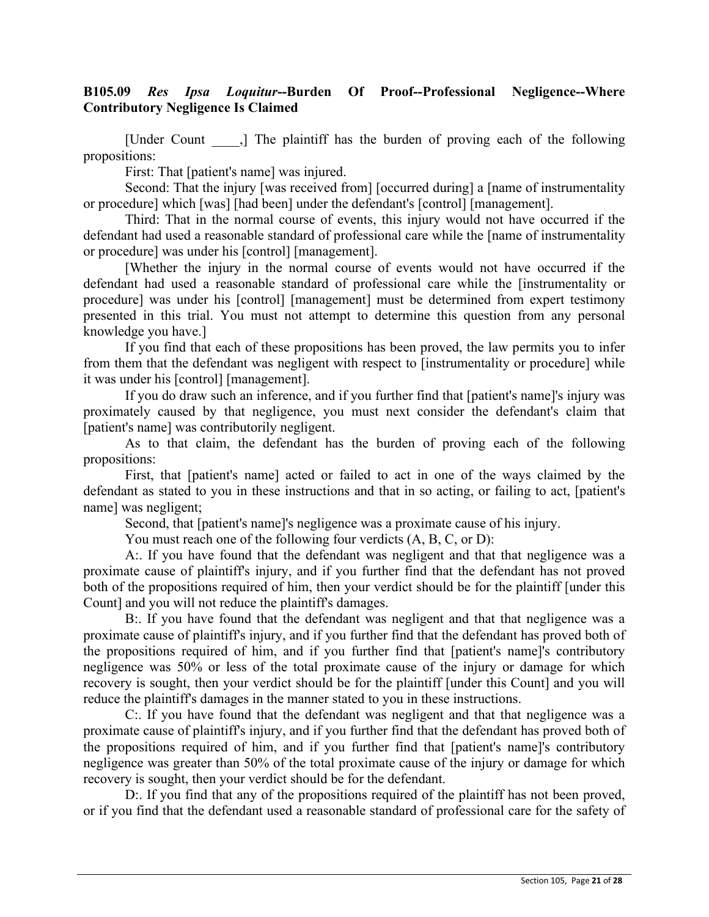**B105.09** ***Res Ipsa Loquitur*****--Burden Of Proof--Professional Negligence--Where Contributory Negligence Is Claimed**

[Under Count ____,] The plaintiff has the burden of proving each of the following propositions:

First: That [patient's name] was injured.

Second: That the injury [was received from] [occurred during] a [name of instrumentality or procedure] which [was] [had been] under the defendant's [control] [management].

Third: That in the normal course of events, this injury would not have occurred if the defendant had used a reasonable standard of professional care while the [name of instrumentality or procedure] was under his [control] [management].

[Whether the injury in the normal course of events would not have occurred if the defendant had used a reasonable standard of professional care while the [instrumentality or procedure] was under his [control] [management] must be determined from expert testimony presented in this trial. You must not attempt to determine this question from any personal knowledge you have.]

If you find that each of these propositions has been proved, the law permits you to infer from them that the defendant was negligent with respect to [instrumentality or procedure] while it was under his [control] [management].

If you do draw such an inference, and if you further find that [patient's name]'s injury was proximately caused by that negligence, you must next consider the defendant's claim that [patient's name] was contributorily negligent.

As to that claim, the defendant has the burden of proving each of the following propositions:

First, that [patient's name] acted or failed to act in one of the ways claimed by the defendant as stated to you in these instructions and that in so acting, or failing to act, [patient's name] was negligent;

Second, that [patient's name]'s negligence was a proximate cause of his injury.

You must reach one of the following four verdicts (A, B, C, or D):

A:. If you have found that the defendant was negligent and that that negligence was a proximate cause of plaintiff's injury, and if you further find that the defendant has not proved both of the propositions required of him, then your verdict should be for the plaintiff [under this Count] and you will not reduce the plaintiff's damages.

B:. If you have found that the defendant was negligent and that that negligence was a proximate cause of plaintiff's injury, and if you further find that the defendant has proved both of the propositions required of him, and if you further find that [patient's name]'s contributory negligence was 50% or less of the total proximate cause of the injury or damage for which recovery is sought, then your verdict should be for the plaintiff [under this Count] and you will reduce the plaintiff's damages in the manner stated to you in these instructions.

C:. If you have found that the defendant was negligent and that that negligence was a proximate cause of plaintiff's injury, and if you further find that the defendant has proved both of the propositions required of him, and if you further find that [patient's name]'s contributory negligence was greater than 50% of the total proximate cause of the injury or damage for which recovery is sought, then your verdict should be for the defendant.

D:. If you find that any of the propositions required of the plaintiff has not been proved, or if you find that the defendant used a reasonable standard of professional care for the safety of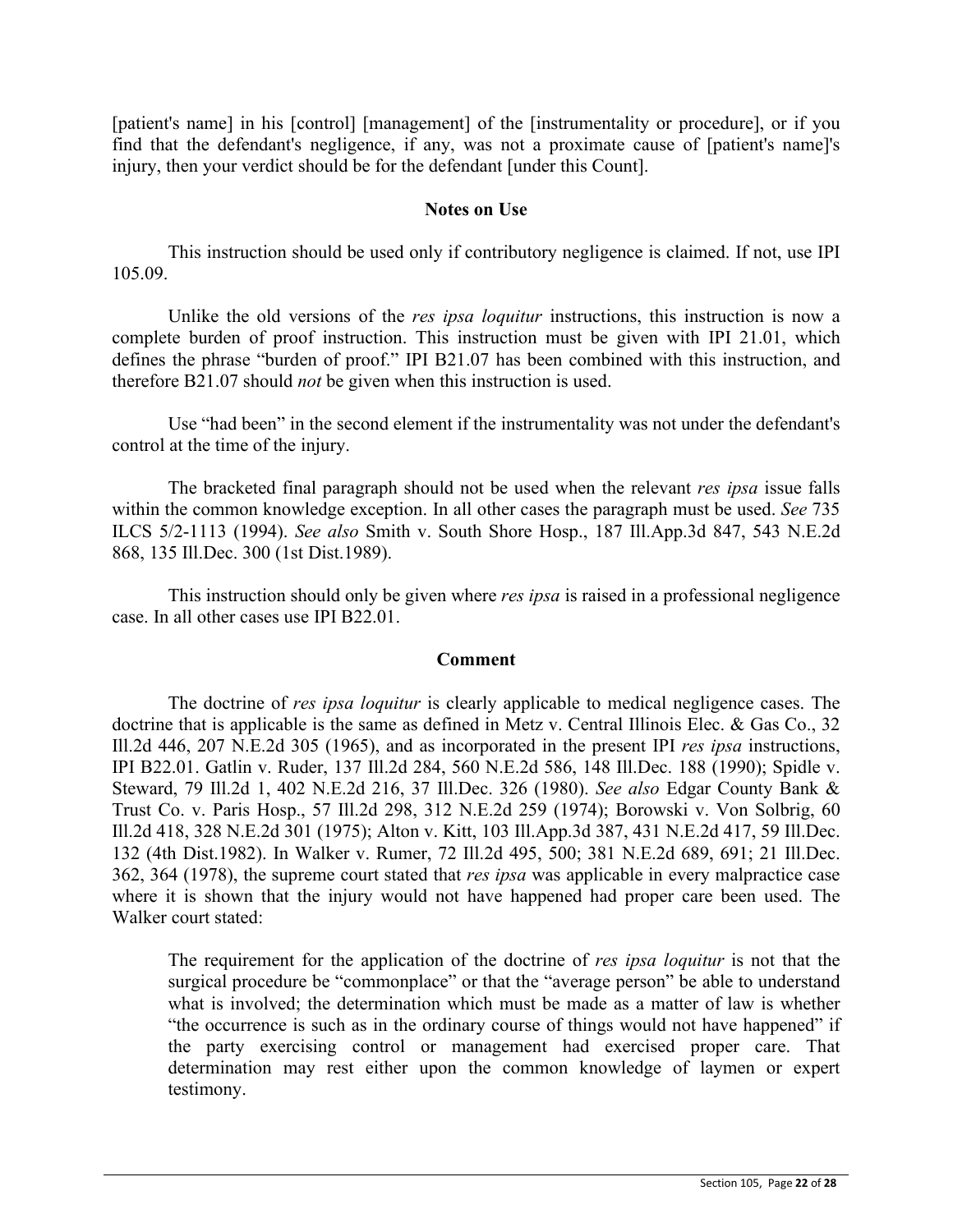[patient's name] in his [control] [management] of the [instrumentality or procedure], or if you find that the defendant's negligence, if any, was not a proximate cause of [patient's name]'s injury, then your verdict should be for the defendant [under this Count].

**Notes on Use**

This instruction should be used only if contributory negligence is claimed. If not, use IPI 105.09.

Unlike the old versions of the *res ipsa loquitur* instructions, this instruction is now a complete burden of proof instruction. This instruction must be given with IPI 21.01, which defines the phrase "burden of proof." IPI B21.07 has been combined with this instruction, and therefore B21.07 should *not* be given when this instruction is used.

Use "had been" in the second element if the instrumentality was not under the defendant's control at the time of the injury.

The bracketed final paragraph should not be used when the relevant *res ipsa* issue falls within the common knowledge exception. In all other cases the paragraph must be used. *See* 735 ILCS 5/2-1113 (1994). *See also* Smith v. South Shore Hosp., 187 Ill.App.3d 847, 543 N.E.2d 868, 135 Ill.Dec. 300 (1st Dist.1989).

This instruction should only be given where *res ipsa* is raised in a professional negligence case. In all other cases use IPI B22.01.

**Comment**

The doctrine of *res ipsa loquitur* is clearly applicable to medical negligence cases. The doctrine that is applicable is the same as defined in Metz v. Central Illinois Elec. & Gas Co., 32 Ill.2d 446, 207 N.E.2d 305 (1965), and as incorporated in the present IPI *res ipsa* instructions, IPI B22.01. Gatlin v. Ruder, 137 Ill.2d 284, 560 N.E.2d 586, 148 Ill.Dec. 188 (1990); Spidle v. Steward, 79 Ill.2d 1, 402 N.E.2d 216, 37 Ill.Dec. 326 (1980). *See also* Edgar County Bank & Trust Co. v. Paris Hosp., 57 Ill.2d 298, 312 N.E.2d 259 (1974); Borowski v. Von Solbrig, 60 Ill.2d 418, 328 N.E.2d 301 (1975); Alton v. Kitt, 103 Ill.App.3d 387, 431 N.E.2d 417, 59 Ill.Dec. 132 (4th Dist.1982). In Walker v. Rumer, 72 Ill.2d 495, 500; 381 N.E.2d 689, 691; 21 Ill.Dec. 362, 364 (1978), the supreme court stated that *res ipsa* was applicable in every malpractice case where it is shown that the injury would not have happened had proper care been used. The Walker court stated:

> The requirement for the application of the doctrine of *res ipsa loquitur* is not that the surgical procedure be "commonplace" or that the "average person" be able to understand what is involved; the determination which must be made as a matter of law is whether "the occurrence is such as in the ordinary course of things would not have happened" if the party exercising control or management had exercised proper care. That determination may rest either upon the common knowledge of laymen or expert testimony.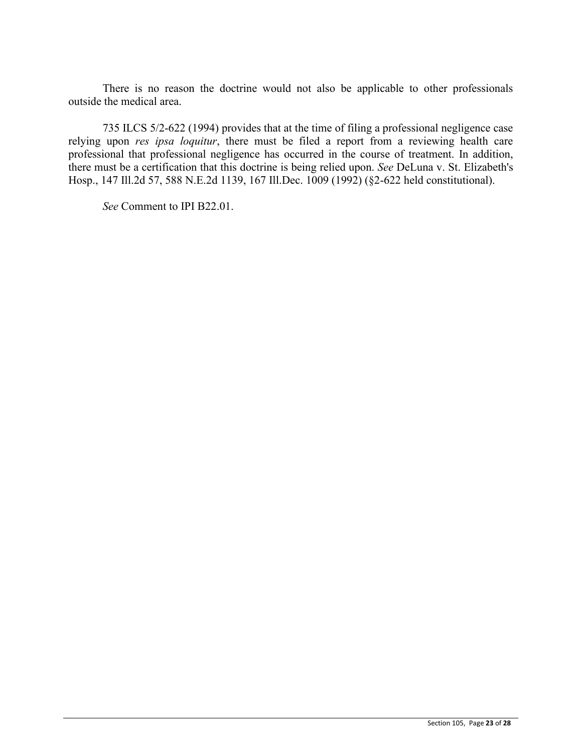There is no reason the doctrine would not also be applicable to other professionals outside the medical area.

735 ILCS 5/2-622 (1994) provides that at the time of filing a professional negligence case relying upon *res ipsa loquitur*, there must be filed a report from a reviewing health care professional that professional negligence has occurred in the course of treatment. In addition, there must be a certification that this doctrine is being relied upon. *See* DeLuna v. St. Elizabeth's Hosp., 147 Ill.2d 57, 588 N.E.2d 1139, 167 Ill.Dec. 1009 (1992) (§2-622 held constitutional).

*See* Comment to IPI B22.01.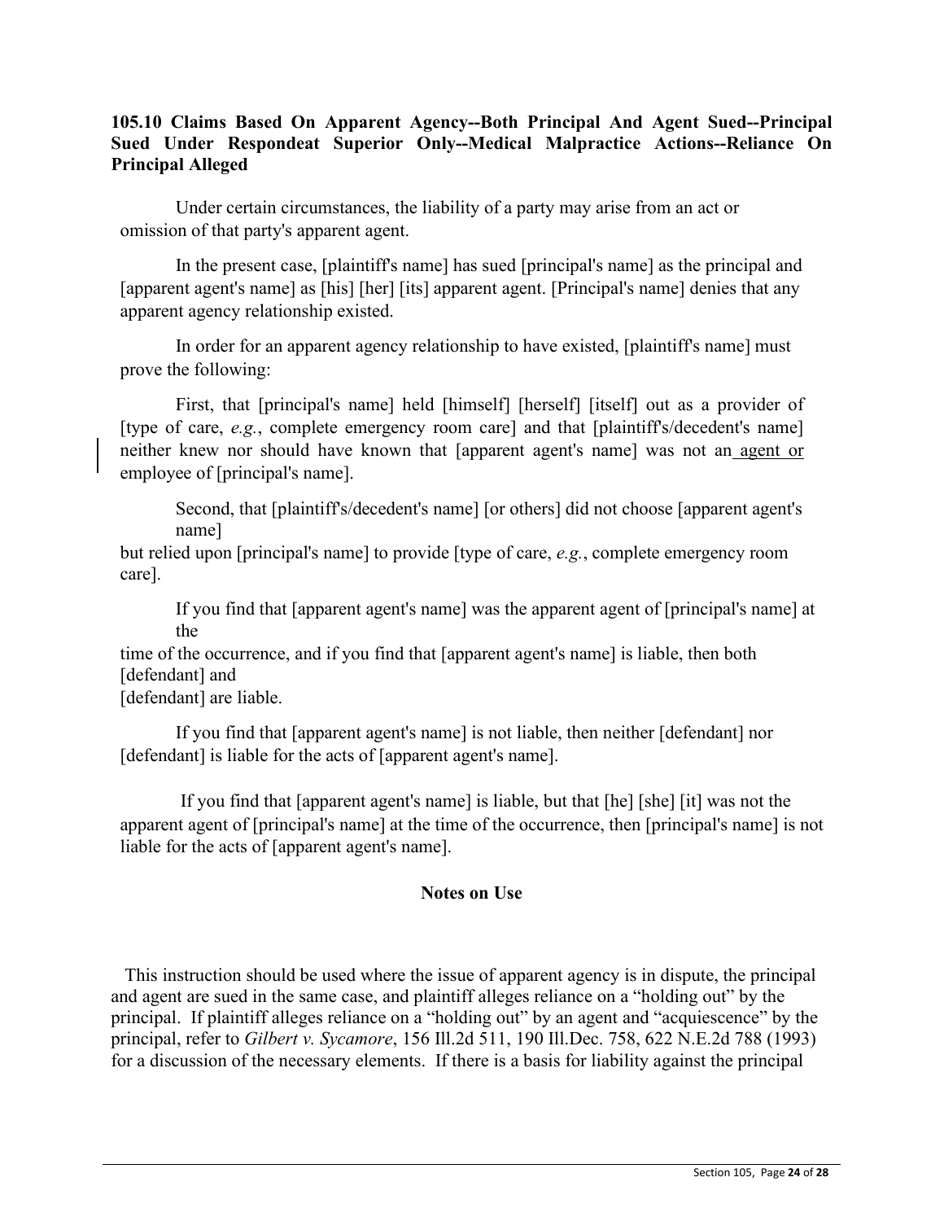**105.10 Claims Based On Apparent Agency--Both Principal And Agent Sued--Principal Sued Under Respondeat Superior Only--Medical Malpractice Actions--Reliance On Principal Alleged**

Under certain circumstances, the liability of a party may arise from an act or omission of that party's apparent agent.

In the present case, [plaintiff's name] has sued [principal's name] as the principal and [apparent agent's name] as [his] [her] [its] apparent agent. [Principal's name] denies that any apparent agency relationship existed.

In order for an apparent agency relationship to have existed, [plaintiff's name] must prove the following:

First, that [principal's name] held [himself] [herself] [itself] out as a provider of [type of care, *e.g.*, complete emergency room care] and that [plaintiff's/decedent's name] neither knew nor should have known that [apparent agent's name] was not an agent or employee of [principal's name].

Second, that [plaintiff's/decedent's name] [or others] did not choose [apparent agent's name] but relied upon [principal's name] to provide [type of care, *e.g.*, complete emergency room care].

If you find that [apparent agent's name] was the apparent agent of [principal's name] at the time of the occurrence, and if you find that [apparent agent's name] is liable, then both [defendant] and [defendant] are liable.

If you find that [apparent agent's name] is not liable, then neither [defendant] nor [defendant] is liable for the acts of [apparent agent's name].

If you find that [apparent agent's name] is liable, but that [he] [she] [it] was not the apparent agent of [principal's name] at the time of the occurrence, then [principal's name] is not liable for the acts of [apparent agent's name].

**Notes on Use**

This instruction should be used where the issue of apparent agency is in dispute, the principal and agent are sued in the same case, and plaintiff alleges reliance on a "holding out" by the principal. If plaintiff alleges reliance on a "holding out" by an agent and "acquiescence" by the principal, refer to *Gilbert v. Sycamore*, 156 Ill.2d 511, 190 Ill.Dec. 758, 622 N.E.2d 788 (1993) for a discussion of the necessary elements. If there is a basis for liability against the principal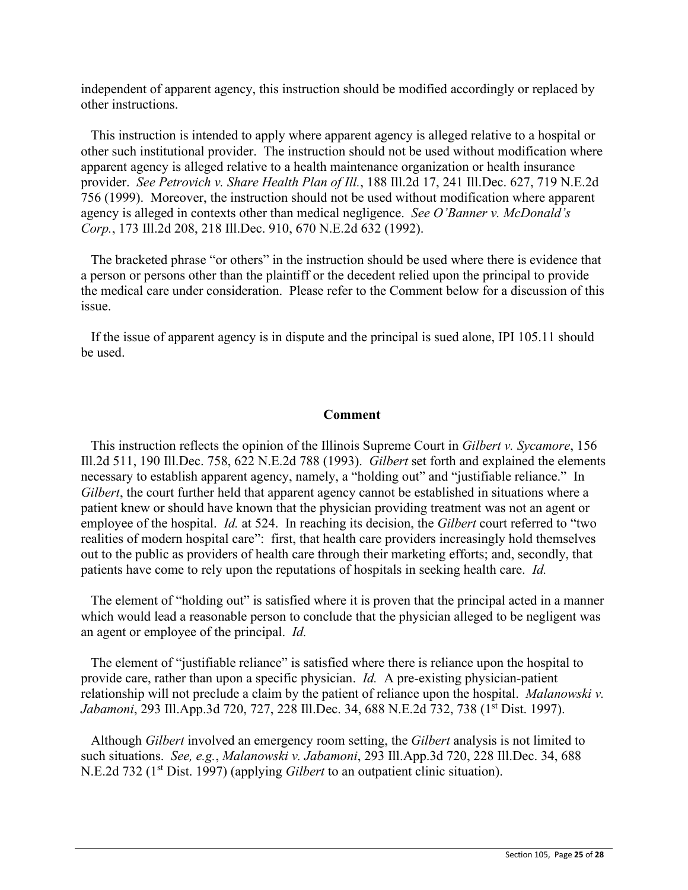independent of apparent agency, this instruction should be modified accordingly or replaced by other instructions.

This instruction is intended to apply where apparent agency is alleged relative to a hospital or other such institutional provider. The instruction should not be used without modification where apparent agency is alleged relative to a health maintenance organization or health insurance provider. *See Petrovich v. Share Health Plan of Ill.*, 188 Ill.2d 17, 241 Ill.Dec. 627, 719 N.E.2d 756 (1999). Moreover, the instruction should not be used without modification where apparent agency is alleged in contexts other than medical negligence. *See O'Banner v. McDonald's Corp.*, 173 Ill.2d 208, 218 Ill.Dec. 910, 670 N.E.2d 632 (1992).

The bracketed phrase "or others" in the instruction should be used where there is evidence that a person or persons other than the plaintiff or the decedent relied upon the principal to provide the medical care under consideration. Please refer to the Comment below for a discussion of this issue.

If the issue of apparent agency is in dispute and the principal is sued alone, IPI 105.11 should be used.

## Comment

This instruction reflects the opinion of the Illinois Supreme Court in *Gilbert v. Sycamore*, 156 Ill.2d 511, 190 Ill.Dec. 758, 622 N.E.2d 788 (1993). *Gilbert* set forth and explained the elements necessary to establish apparent agency, namely, a "holding out" and "justifiable reliance." In *Gilbert*, the court further held that apparent agency cannot be established in situations where a patient knew or should have known that the physician providing treatment was not an agent or employee of the hospital. *Id.* at 524. In reaching its decision, the *Gilbert* court referred to "two realities of modern hospital care": first, that health care providers increasingly hold themselves out to the public as providers of health care through their marketing efforts; and, secondly, that patients have come to rely upon the reputations of hospitals in seeking health care. *Id.*

The element of "holding out" is satisfied where it is proven that the principal acted in a manner which would lead a reasonable person to conclude that the physician alleged to be negligent was an agent or employee of the principal. *Id.*

The element of "justifiable reliance" is satisfied where there is reliance upon the hospital to provide care, rather than upon a specific physician. *Id.* A pre-existing physician-patient relationship will not preclude a claim by the patient of reliance upon the hospital. *Malanowski v. Jabamoni*, 293 Ill.App.3d 720, 727, 228 Ill.Dec. 34, 688 N.E.2d 732, 738 (1st Dist. 1997).

Although *Gilbert* involved an emergency room setting, the *Gilbert* analysis is not limited to such situations. *See, e.g.*, *Malanowski v. Jabamoni*, 293 Ill.App.3d 720, 228 Ill.Dec. 34, 688 N.E.2d 732 (1st Dist. 1997) (applying *Gilbert* to an outpatient clinic situation).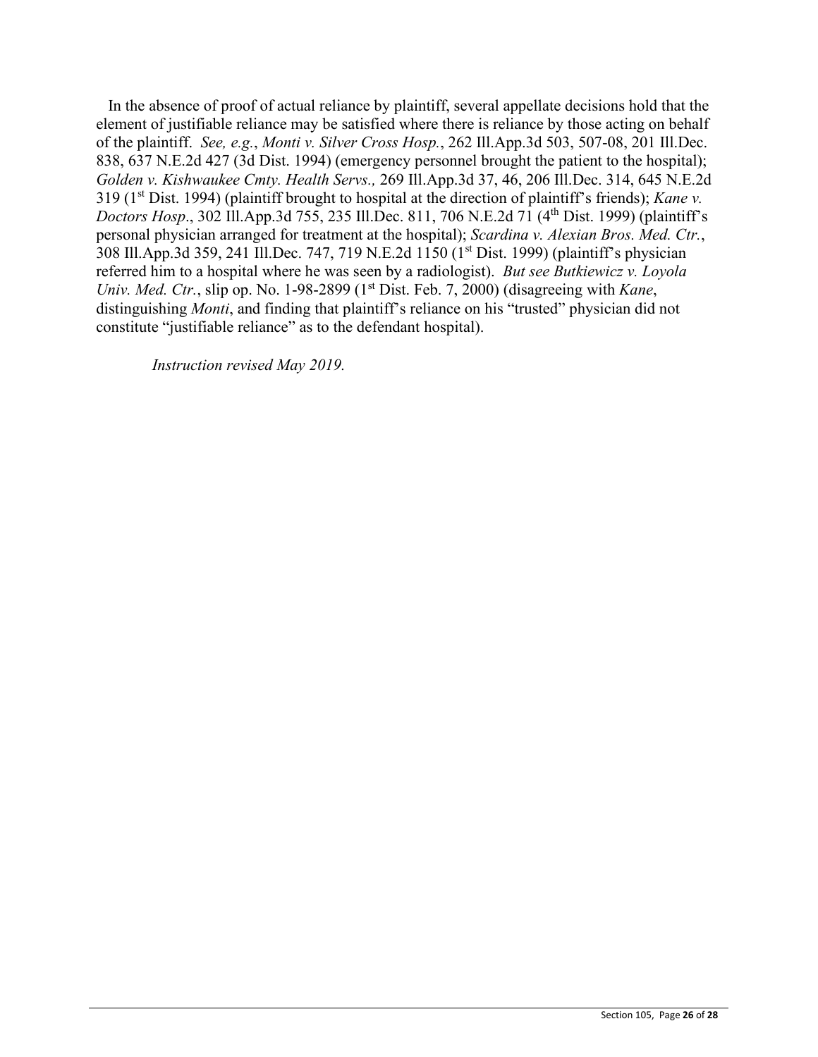In the absence of proof of actual reliance by plaintiff, several appellate decisions hold that the element of justifiable reliance may be satisfied where there is reliance by those acting on behalf of the plaintiff. *See, e.g.*, *Monti v. Silver Cross Hosp.*, 262 Ill.App.3d 503, 507-08, 201 Ill.Dec. 838, 637 N.E.2d 427 (3d Dist. 1994) (emergency personnel brought the patient to the hospital); *Golden v. Kishwaukee Cmty. Health Servs.,* 269 Ill.App.3d 37, 46, 206 Ill.Dec. 314, 645 N.E.2d 319 (1st Dist. 1994) (plaintiff brought to hospital at the direction of plaintiff's friends); *Kane v. Doctors Hosp*., 302 Ill.App.3d 755, 235 Ill.Dec. 811, 706 N.E.2d 71 (4th Dist. 1999) (plaintiff's personal physician arranged for treatment at the hospital); *Scardina v. Alexian Bros. Med. Ctr.*, 308 Ill.App.3d 359, 241 Ill.Dec. 747, 719 N.E.2d 1150 (1st Dist. 1999) (plaintiff's physician referred him to a hospital where he was seen by a radiologist). *But see Butkiewicz v. Loyola Univ. Med. Ctr.*, slip op. No. 1-98-2899 (1st Dist. Feb. 7, 2000) (disagreeing with *Kane*, distinguishing *Monti*, and finding that plaintiff's reliance on his "trusted" physician did not constitute "justifiable reliance" as to the defendant hospital).

*Instruction revised May 2019.*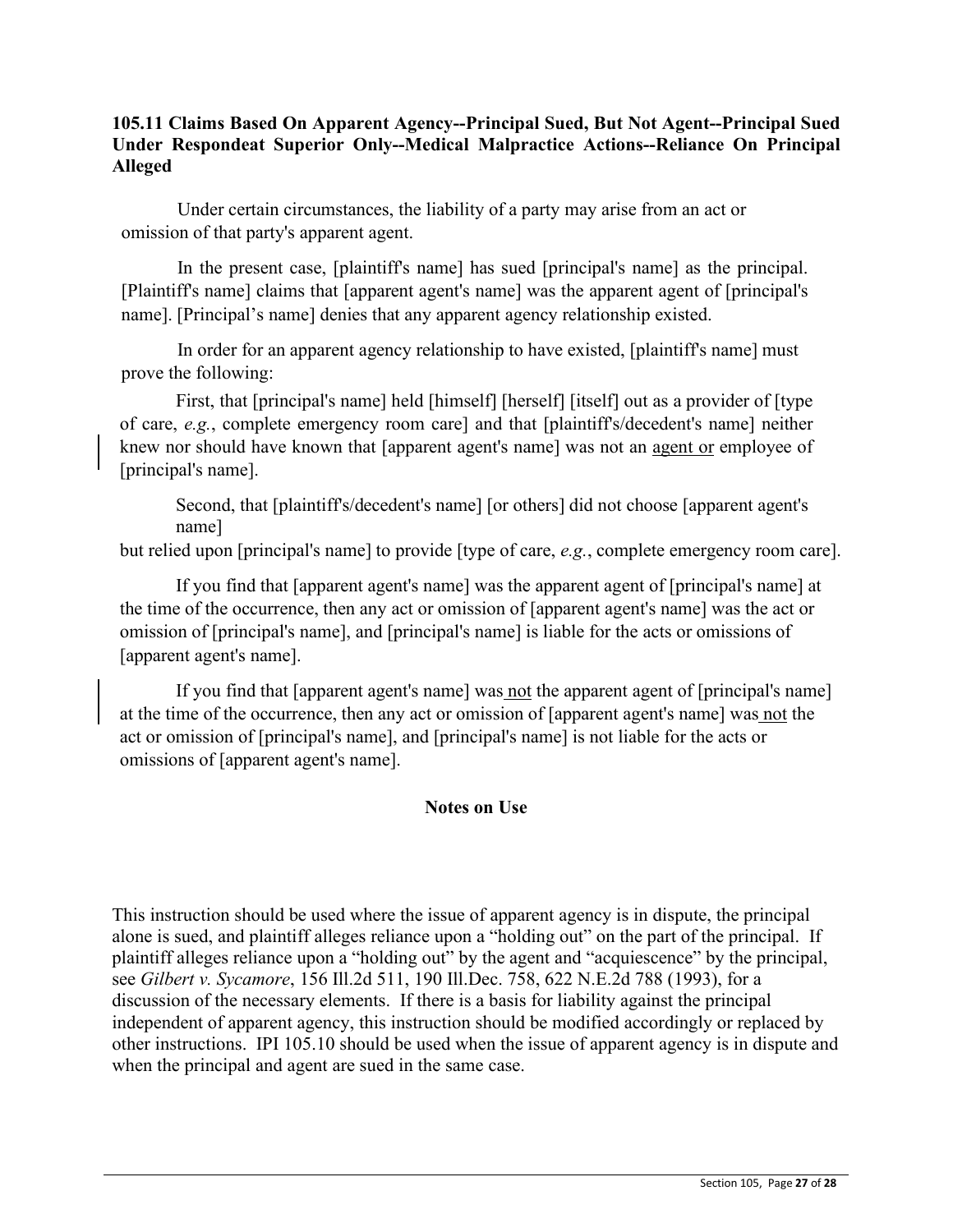**105.11 Claims Based On Apparent Agency--Principal Sued, But Not Agent--Principal Sued Under Respondeat Superior Only--Medical Malpractice Actions--Reliance On Principal Alleged**

Under certain circumstances, the liability of a party may arise from an act or omission of that party's apparent agent.

In the present case, [plaintiff's name] has sued [principal's name] as the principal. [Plaintiff's name] claims that [apparent agent's name] was the apparent agent of [principal's name]. [Principal's name] denies that any apparent agency relationship existed.

In order for an apparent agency relationship to have existed, [plaintiff's name] must prove the following:

First, that [principal's name] held [himself] [herself] [itself] out as a provider of [type of care, *e.g.*, complete emergency room care] and that [plaintiff's/decedent's name] neither knew nor should have known that [apparent agent's name] was not an agent or employee of [principal's name].

Second, that [plaintiff's/decedent's name] [or others] did not choose [apparent agent's name] but relied upon [principal's name] to provide [type of care, *e.g.*, complete emergency room care].

If you find that [apparent agent's name] was the apparent agent of [principal's name] at the time of the occurrence, then any act or omission of [apparent agent's name] was the act or omission of [principal's name], and [principal's name] is liable for the acts or omissions of [apparent agent's name].

If you find that [apparent agent's name] was not the apparent agent of [principal's name] at the time of the occurrence, then any act or omission of [apparent agent's name] was not the act or omission of [principal's name], and [principal's name] is not liable for the acts or omissions of [apparent agent's name].

**Notes on Use**

This instruction should be used where the issue of apparent agency is in dispute, the principal alone is sued, and plaintiff alleges reliance upon a "holding out" on the part of the principal. If plaintiff alleges reliance upon a "holding out" by the agent and "acquiescence" by the principal, see *Gilbert v. Sycamore*, 156 Ill.2d 511, 190 Ill.Dec. 758, 622 N.E.2d 788 (1993), for a discussion of the necessary elements. If there is a basis for liability against the principal independent of apparent agency, this instruction should be modified accordingly or replaced by other instructions. IPI 105.10 should be used when the issue of apparent agency is in dispute and when the principal and agent are sued in the same case.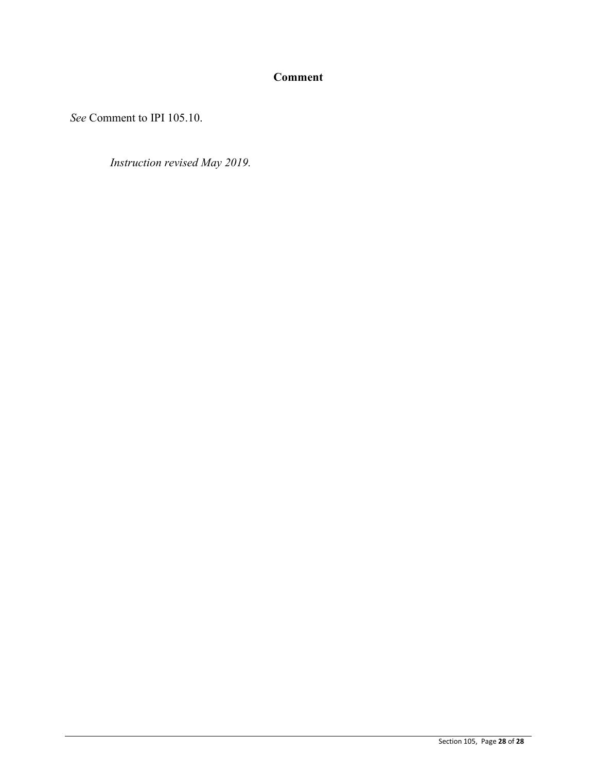## Comment

*See* Comment to IPI 105.10.

*Instruction revised May 2019.*